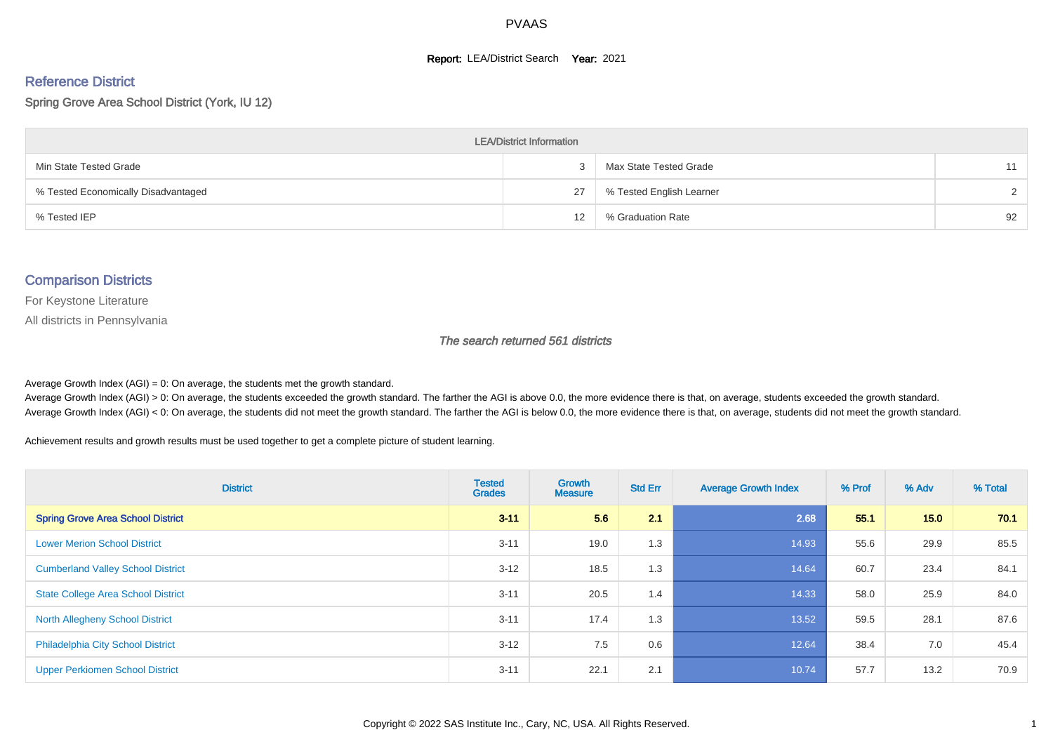# PVAAS

**Report:** LEA/District Search **Year:** 2021

## Reference District

Spring Grove Area School District (York, IU 12)

| LEA/District Information | | | |
|---|---|---|---|
| Min State Tested Grade | 3 | Max State Tested Grade | 11 |
| % Tested Economically Disadvantaged | 27 | % Tested English Learner | 2 |
| % Tested IEP | 12 | % Graduation Rate | 92 |

## Comparison Districts

For Keystone Literature

All districts in Pennsylvania

*The search returned 561 districts*

Average Growth Index (AGI) = 0: On average, the students met the growth standard.
Average Growth Index (AGI) > 0: On average, the students exceeded the growth standard. The farther the AGI is above 0.0, the more evidence there is that, on average, students exceeded the growth standard.
Average Growth Index (AGI) < 0: On average, the students did not meet the growth standard. The farther the AGI is below 0.0, the more evidence there is that, on average, students did not meet the growth standard.

Achievement results and growth results must be used together to get a complete picture of student learning.

| District | Tested Grades | Growth Measure | Std Err | Average Growth Index | % Prof | % Adv | % Total |
|---|---|---|---|---|---|---|---|
| **Spring Grove Area School District** | **3-11** | **5.6** | **2.1** | **2.68** | **55.1** | **15.0** | **70.1** |
| Lower Merion School District | 3-11 | 19.0 | 1.3 | 14.93 | 55.6 | 29.9 | 85.5 |
| Cumberland Valley School District | 3-12 | 18.5 | 1.3 | 14.64 | 60.7 | 23.4 | 84.1 |
| State College Area School District | 3-11 | 20.5 | 1.4 | 14.33 | 58.0 | 25.9 | 84.0 |
| North Allegheny School District | 3-11 | 17.4 | 1.3 | 13.52 | 59.5 | 28.1 | 87.6 |
| Philadelphia City School District | 3-12 | 7.5 | 0.6 | 12.64 | 38.4 | 7.0 | 45.4 |
| Upper Perkiomen School District | 3-11 | 22.1 | 2.1 | 10.74 | 57.7 | 13.2 | 70.9 |

Copyright © 2022 SAS Institute Inc., Cary, NC, USA. All Rights Reserved.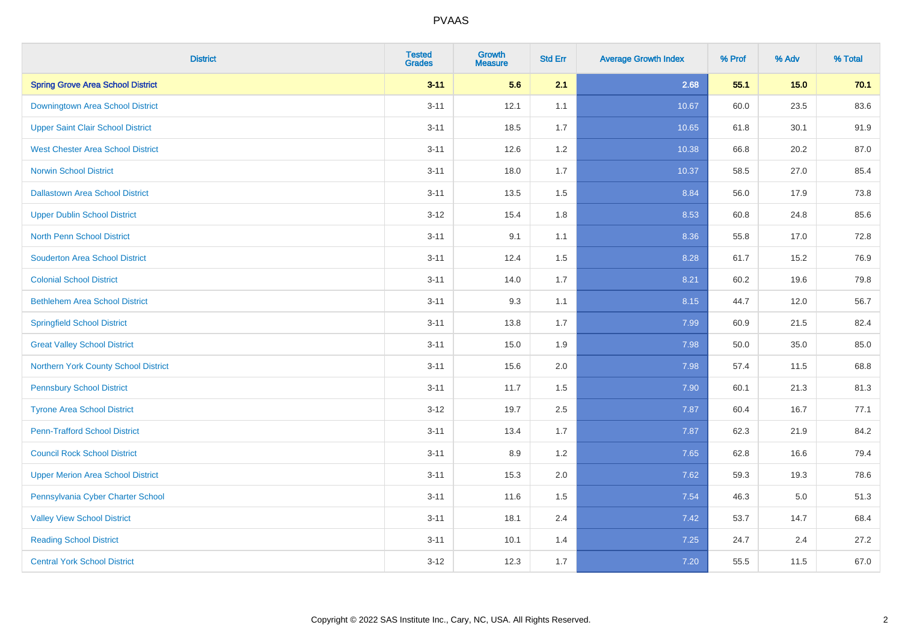| District | Tested Grades | Growth Measure | Std Err | Average Growth Index | % Prof | % Adv | % Total |
|---|---|---|---|---|---|---|---|
| **Spring Grove Area School District** | **3-11** | **5.6** | **2.1** | **2.68** | **55.1** | **15.0** | **70.1** |
| Downingtown Area School District | 3-11 | 12.1 | 1.1 | 10.67 | 60.0 | 23.5 | 83.6 |
| Upper Saint Clair School District | 3-11 | 18.5 | 1.7 | 10.65 | 61.8 | 30.1 | 91.9 |
| West Chester Area School District | 3-11 | 12.6 | 1.2 | 10.38 | 66.8 | 20.2 | 87.0 |
| Norwin School District | 3-11 | 18.0 | 1.7 | 10.37 | 58.5 | 27.0 | 85.4 |
| Dallastown Area School District | 3-11 | 13.5 | 1.5 | 8.84 | 56.0 | 17.9 | 73.8 |
| Upper Dublin School District | 3-12 | 15.4 | 1.8 | 8.53 | 60.8 | 24.8 | 85.6 |
| North Penn School District | 3-11 | 9.1 | 1.1 | 8.36 | 55.8 | 17.0 | 72.8 |
| Souderton Area School District | 3-11 | 12.4 | 1.5 | 8.28 | 61.7 | 15.2 | 76.9 |
| Colonial School District | 3-11 | 14.0 | 1.7 | 8.21 | 60.2 | 19.6 | 79.8 |
| Bethlehem Area School District | 3-11 | 9.3 | 1.1 | 8.15 | 44.7 | 12.0 | 56.7 |
| Springfield School District | 3-11 | 13.8 | 1.7 | 7.99 | 60.9 | 21.5 | 82.4 |
| Great Valley School District | 3-11 | 15.0 | 1.9 | 7.98 | 50.0 | 35.0 | 85.0 |
| Northern York County School District | 3-11 | 15.6 | 2.0 | 7.98 | 57.4 | 11.5 | 68.8 |
| Pennsbury School District | 3-11 | 11.7 | 1.5 | 7.90 | 60.1 | 21.3 | 81.3 |
| Tyrone Area School District | 3-12 | 19.7 | 2.5 | 7.87 | 60.4 | 16.7 | 77.1 |
| Penn-Trafford School District | 3-11 | 13.4 | 1.7 | 7.87 | 62.3 | 21.9 | 84.2 |
| Council Rock School District | 3-11 | 8.9 | 1.2 | 7.65 | 62.8 | 16.6 | 79.4 |
| Upper Merion Area School District | 3-11 | 15.3 | 2.0 | 7.62 | 59.3 | 19.3 | 78.6 |
| Pennsylvania Cyber Charter School | 3-11 | 11.6 | 1.5 | 7.54 | 46.3 | 5.0 | 51.3 |
| Valley View School District | 3-11 | 18.1 | 2.4 | 7.42 | 53.7 | 14.7 | 68.4 |
| Reading School District | 3-11 | 10.1 | 1.4 | 7.25 | 24.7 | 2.4 | 27.2 |
| Central York School District | 3-12 | 12.3 | 1.7 | 7.20 | 55.5 | 11.5 | 67.0 |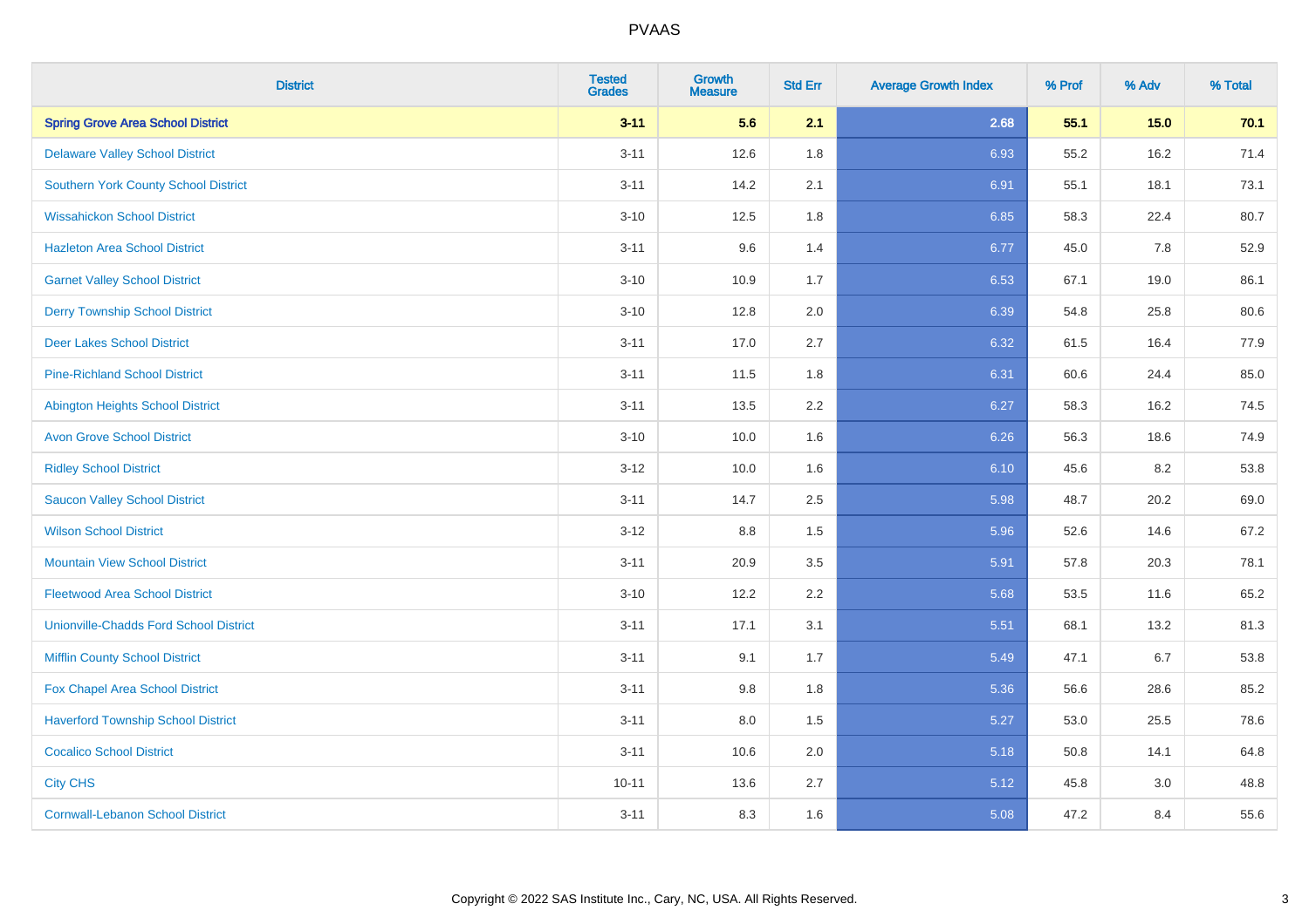# PVAAS

| District | Tested Grades | Growth Measure | Std Err | Average Growth Index | % Prof | % Adv | % Total |
|---|---|---|---|---|---|---|---|
| **Spring Grove Area School District** | **3-11** | **5.6** | **2.1** | **2.68** | **55.1** | **15.0** | **70.1** |
| Delaware Valley School District | 3-11 | 12.6 | 1.8 | 6.93 | 55.2 | 16.2 | 71.4 |
| Southern York County School District | 3-11 | 14.2 | 2.1 | 6.91 | 55.1 | 18.1 | 73.1 |
| Wissahickon School District | 3-10 | 12.5 | 1.8 | 6.85 | 58.3 | 22.4 | 80.7 |
| Hazleton Area School District | 3-11 | 9.6 | 1.4 | 6.77 | 45.0 | 7.8 | 52.9 |
| Garnet Valley School District | 3-10 | 10.9 | 1.7 | 6.53 | 67.1 | 19.0 | 86.1 |
| Derry Township School District | 3-10 | 12.8 | 2.0 | 6.39 | 54.8 | 25.8 | 80.6 |
| Deer Lakes School District | 3-11 | 17.0 | 2.7 | 6.32 | 61.5 | 16.4 | 77.9 |
| Pine-Richland School District | 3-11 | 11.5 | 1.8 | 6.31 | 60.6 | 24.4 | 85.0 |
| Abington Heights School District | 3-11 | 13.5 | 2.2 | 6.27 | 58.3 | 16.2 | 74.5 |
| Avon Grove School District | 3-10 | 10.0 | 1.6 | 6.26 | 56.3 | 18.6 | 74.9 |
| Ridley School District | 3-12 | 10.0 | 1.6 | 6.10 | 45.6 | 8.2 | 53.8 |
| Saucon Valley School District | 3-11 | 14.7 | 2.5 | 5.98 | 48.7 | 20.2 | 69.0 |
| Wilson School District | 3-12 | 8.8 | 1.5 | 5.96 | 52.6 | 14.6 | 67.2 |
| Mountain View School District | 3-11 | 20.9 | 3.5 | 5.91 | 57.8 | 20.3 | 78.1 |
| Fleetwood Area School District | 3-10 | 12.2 | 2.2 | 5.68 | 53.5 | 11.6 | 65.2 |
| Unionville-Chadds Ford School District | 3-11 | 17.1 | 3.1 | 5.51 | 68.1 | 13.2 | 81.3 |
| Mifflin County School District | 3-11 | 9.1 | 1.7 | 5.49 | 47.1 | 6.7 | 53.8 |
| Fox Chapel Area School District | 3-11 | 9.8 | 1.8 | 5.36 | 56.6 | 28.6 | 85.2 |
| Haverford Township School District | 3-11 | 8.0 | 1.5 | 5.27 | 53.0 | 25.5 | 78.6 |
| Cocalico School District | 3-11 | 10.6 | 2.0 | 5.18 | 50.8 | 14.1 | 64.8 |
| City CHS | 10-11 | 13.6 | 2.7 | 5.12 | 45.8 | 3.0 | 48.8 |
| Cornwall-Lebanon School District | 3-11 | 8.3 | 1.6 | 5.08 | 47.2 | 8.4 | 55.6 |

Copyright © 2022 SAS Institute Inc., Cary, NC, USA. All Rights Reserved.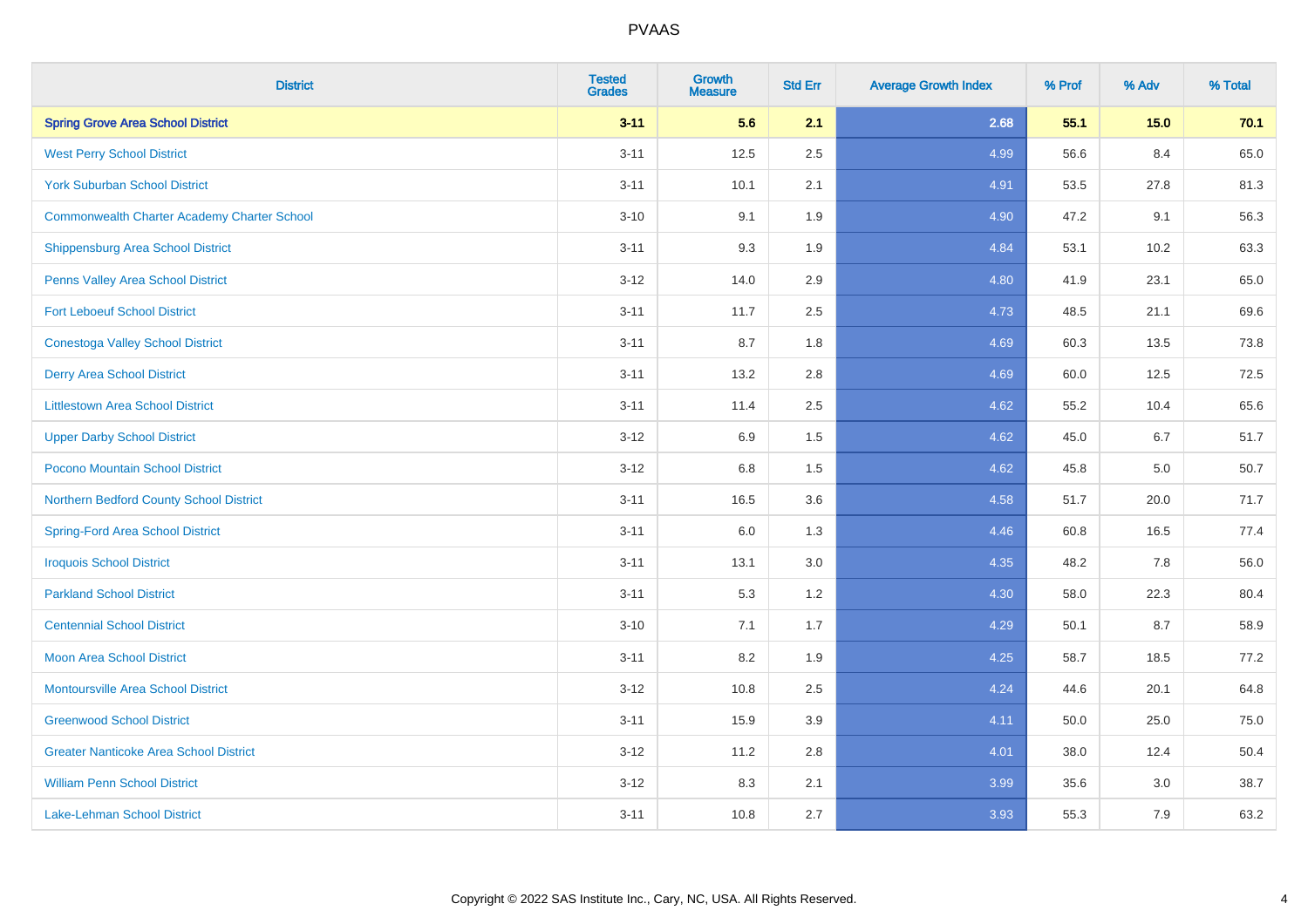# PVAAS

| District | Tested Grades | Growth Measure | Std Err | Average Growth Index | % Prof | % Adv | % Total |
|---|---|---|---|---|---|---|---|
| **Spring Grove Area School District** | **3-11** | **5.6** | **2.1** | **2.68** | **55.1** | **15.0** | **70.1** |
| West Perry School District | 3-11 | 12.5 | 2.5 | 4.99 | 56.6 | 8.4 | 65.0 |
| York Suburban School District | 3-11 | 10.1 | 2.1 | 4.91 | 53.5 | 27.8 | 81.3 |
| Commonwealth Charter Academy Charter School | 3-10 | 9.1 | 1.9 | 4.90 | 47.2 | 9.1 | 56.3 |
| Shippensburg Area School District | 3-11 | 9.3 | 1.9 | 4.84 | 53.1 | 10.2 | 63.3 |
| Penns Valley Area School District | 3-12 | 14.0 | 2.9 | 4.80 | 41.9 | 23.1 | 65.0 |
| Fort Leboeuf School District | 3-11 | 11.7 | 2.5 | 4.73 | 48.5 | 21.1 | 69.6 |
| Conestoga Valley School District | 3-11 | 8.7 | 1.8 | 4.69 | 60.3 | 13.5 | 73.8 |
| Derry Area School District | 3-11 | 13.2 | 2.8 | 4.69 | 60.0 | 12.5 | 72.5 |
| Littlestown Area School District | 3-11 | 11.4 | 2.5 | 4.62 | 55.2 | 10.4 | 65.6 |
| Upper Darby School District | 3-12 | 6.9 | 1.5 | 4.62 | 45.0 | 6.7 | 51.7 |
| Pocono Mountain School District | 3-12 | 6.8 | 1.5 | 4.62 | 45.8 | 5.0 | 50.7 |
| Northern Bedford County School District | 3-11 | 16.5 | 3.6 | 4.58 | 51.7 | 20.0 | 71.7 |
| Spring-Ford Area School District | 3-11 | 6.0 | 1.3 | 4.46 | 60.8 | 16.5 | 77.4 |
| Iroquois School District | 3-11 | 13.1 | 3.0 | 4.35 | 48.2 | 7.8 | 56.0 |
| Parkland School District | 3-11 | 5.3 | 1.2 | 4.30 | 58.0 | 22.3 | 80.4 |
| Centennial School District | 3-10 | 7.1 | 1.7 | 4.29 | 50.1 | 8.7 | 58.9 |
| Moon Area School District | 3-11 | 8.2 | 1.9 | 4.25 | 58.7 | 18.5 | 77.2 |
| Montoursville Area School District | 3-12 | 10.8 | 2.5 | 4.24 | 44.6 | 20.1 | 64.8 |
| Greenwood School District | 3-11 | 15.9 | 3.9 | 4.11 | 50.0 | 25.0 | 75.0 |
| Greater Nanticoke Area School District | 3-12 | 11.2 | 2.8 | 4.01 | 38.0 | 12.4 | 50.4 |
| William Penn School District | 3-12 | 8.3 | 2.1 | 3.99 | 35.6 | 3.0 | 38.7 |
| Lake-Lehman School District | 3-11 | 10.8 | 2.7 | 3.93 | 55.3 | 7.9 | 63.2 |

Copyright © 2022 SAS Institute Inc., Cary, NC, USA. All Rights Reserved.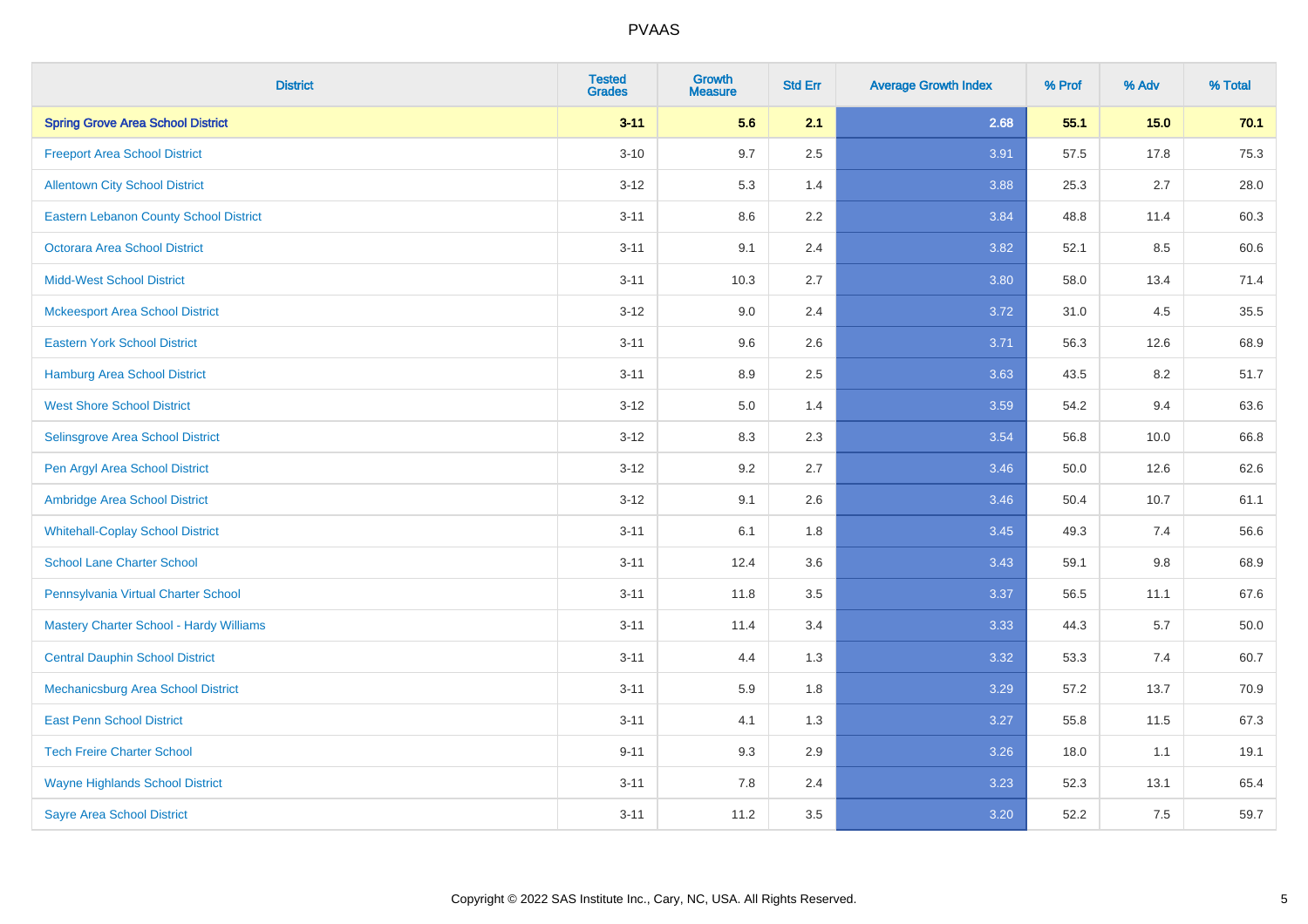# PVAAS

| District | Tested Grades | Growth Measure | Std Err | Average Growth Index | % Prof | % Adv | % Total |
|---|---|---|---|---|---|---|---|
| **Spring Grove Area School District** | **3-11** | **5.6** | **2.1** | **2.68** | **55.1** | **15.0** | **70.1** |
| Freeport Area School District | 3-10 | 9.7 | 2.5 | 3.91 | 57.5 | 17.8 | 75.3 |
| Allentown City School District | 3-12 | 5.3 | 1.4 | 3.88 | 25.3 | 2.7 | 28.0 |
| Eastern Lebanon County School District | 3-11 | 8.6 | 2.2 | 3.84 | 48.8 | 11.4 | 60.3 |
| Octorara Area School District | 3-11 | 9.1 | 2.4 | 3.82 | 52.1 | 8.5 | 60.6 |
| Midd-West School District | 3-11 | 10.3 | 2.7 | 3.80 | 58.0 | 13.4 | 71.4 |
| Mckeesport Area School District | 3-12 | 9.0 | 2.4 | 3.72 | 31.0 | 4.5 | 35.5 |
| Eastern York School District | 3-11 | 9.6 | 2.6 | 3.71 | 56.3 | 12.6 | 68.9 |
| Hamburg Area School District | 3-11 | 8.9 | 2.5 | 3.63 | 43.5 | 8.2 | 51.7 |
| West Shore School District | 3-12 | 5.0 | 1.4 | 3.59 | 54.2 | 9.4 | 63.6 |
| Selinsgrove Area School District | 3-12 | 8.3 | 2.3 | 3.54 | 56.8 | 10.0 | 66.8 |
| Pen Argyl Area School District | 3-12 | 9.2 | 2.7 | 3.46 | 50.0 | 12.6 | 62.6 |
| Ambridge Area School District | 3-12 | 9.1 | 2.6 | 3.46 | 50.4 | 10.7 | 61.1 |
| Whitehall-Coplay School District | 3-11 | 6.1 | 1.8 | 3.45 | 49.3 | 7.4 | 56.6 |
| School Lane Charter School | 3-11 | 12.4 | 3.6 | 3.43 | 59.1 | 9.8 | 68.9 |
| Pennsylvania Virtual Charter School | 3-11 | 11.8 | 3.5 | 3.37 | 56.5 | 11.1 | 67.6 |
| Mastery Charter School - Hardy Williams | 3-11 | 11.4 | 3.4 | 3.33 | 44.3 | 5.7 | 50.0 |
| Central Dauphin School District | 3-11 | 4.4 | 1.3 | 3.32 | 53.3 | 7.4 | 60.7 |
| Mechanicsburg Area School District | 3-11 | 5.9 | 1.8 | 3.29 | 57.2 | 13.7 | 70.9 |
| East Penn School District | 3-11 | 4.1 | 1.3 | 3.27 | 55.8 | 11.5 | 67.3 |
| Tech Freire Charter School | 9-11 | 9.3 | 2.9 | 3.26 | 18.0 | 1.1 | 19.1 |
| Wayne Highlands School District | 3-11 | 7.8 | 2.4 | 3.23 | 52.3 | 13.1 | 65.4 |
| Sayre Area School District | 3-11 | 11.2 | 3.5 | 3.20 | 52.2 | 7.5 | 59.7 |

Copyright © 2022 SAS Institute Inc., Cary, NC, USA. All Rights Reserved.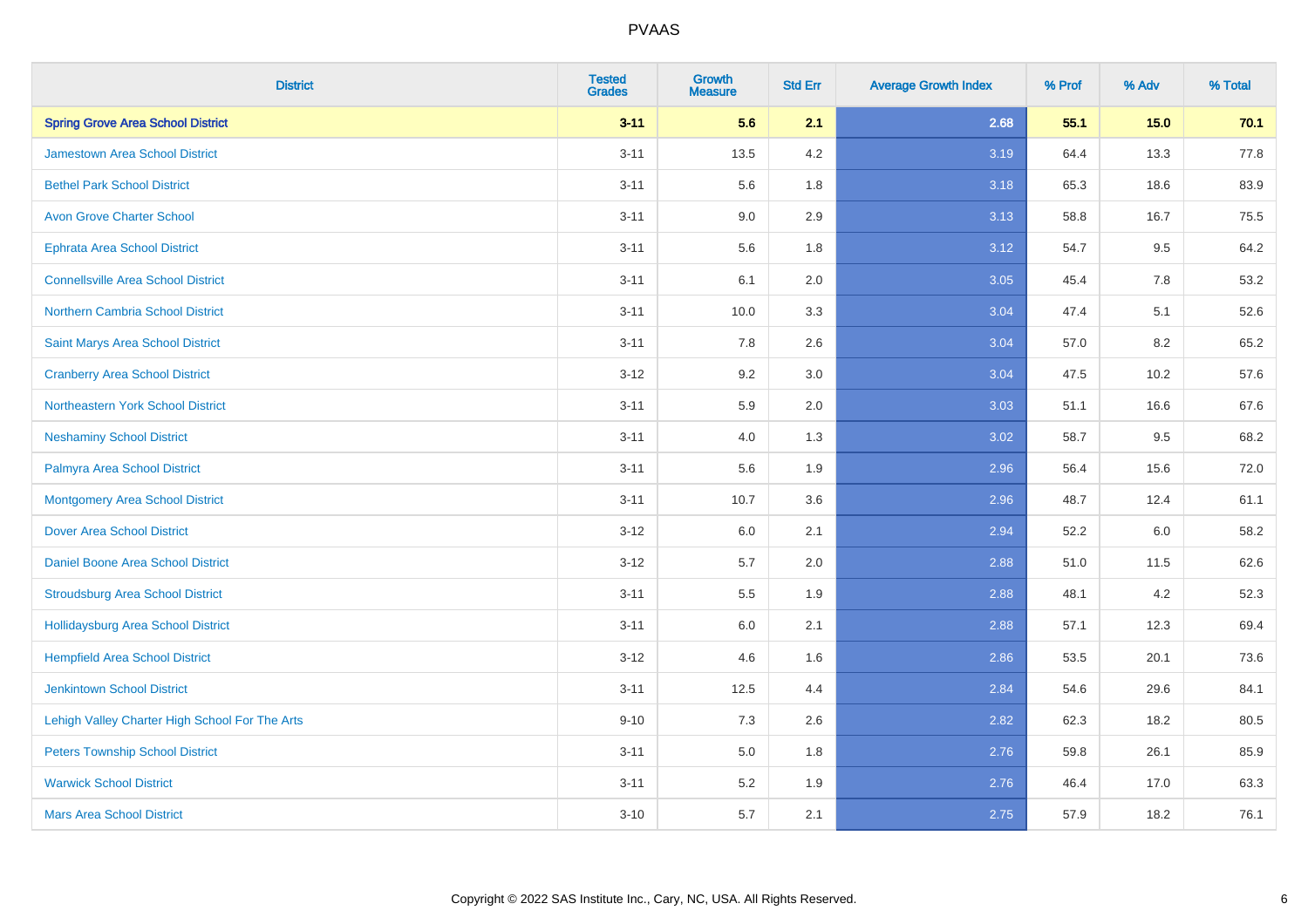# PVAAS

| District | Tested Grades | Growth Measure | Std Err | Average Growth Index | % Prof | % Adv | % Total |
|---|---|---|---|---|---|---|---|
| **Spring Grove Area School District** | **3-11** | **5.6** | **2.1** | **2.68** | **55.1** | **15.0** | **70.1** |
| Jamestown Area School District | 3-11 | 13.5 | 4.2 | 3.19 | 64.4 | 13.3 | 77.8 |
| Bethel Park School District | 3-11 | 5.6 | 1.8 | 3.18 | 65.3 | 18.6 | 83.9 |
| Avon Grove Charter School | 3-11 | 9.0 | 2.9 | 3.13 | 58.8 | 16.7 | 75.5 |
| Ephrata Area School District | 3-11 | 5.6 | 1.8 | 3.12 | 54.7 | 9.5 | 64.2 |
| Connellsville Area School District | 3-11 | 6.1 | 2.0 | 3.05 | 45.4 | 7.8 | 53.2 |
| Northern Cambria School District | 3-11 | 10.0 | 3.3 | 3.04 | 47.4 | 5.1 | 52.6 |
| Saint Marys Area School District | 3-11 | 7.8 | 2.6 | 3.04 | 57.0 | 8.2 | 65.2 |
| Cranberry Area School District | 3-12 | 9.2 | 3.0 | 3.04 | 47.5 | 10.2 | 57.6 |
| Northeastern York School District | 3-11 | 5.9 | 2.0 | 3.03 | 51.1 | 16.6 | 67.6 |
| Neshaminy School District | 3-11 | 4.0 | 1.3 | 3.02 | 58.7 | 9.5 | 68.2 |
| Palmyra Area School District | 3-11 | 5.6 | 1.9 | 2.96 | 56.4 | 15.6 | 72.0 |
| Montgomery Area School District | 3-11 | 10.7 | 3.6 | 2.96 | 48.7 | 12.4 | 61.1 |
| Dover Area School District | 3-12 | 6.0 | 2.1 | 2.94 | 52.2 | 6.0 | 58.2 |
| Daniel Boone Area School District | 3-12 | 5.7 | 2.0 | 2.88 | 51.0 | 11.5 | 62.6 |
| Stroudsburg Area School District | 3-11 | 5.5 | 1.9 | 2.88 | 48.1 | 4.2 | 52.3 |
| Hollidaysburg Area School District | 3-11 | 6.0 | 2.1 | 2.88 | 57.1 | 12.3 | 69.4 |
| Hempfield Area School District | 3-12 | 4.6 | 1.6 | 2.86 | 53.5 | 20.1 | 73.6 |
| Jenkintown School District | 3-11 | 12.5 | 4.4 | 2.84 | 54.6 | 29.6 | 84.1 |
| Lehigh Valley Charter High School For The Arts | 9-10 | 7.3 | 2.6 | 2.82 | 62.3 | 18.2 | 80.5 |
| Peters Township School District | 3-11 | 5.0 | 1.8 | 2.76 | 59.8 | 26.1 | 85.9 |
| Warwick School District | 3-11 | 5.2 | 1.9 | 2.76 | 46.4 | 17.0 | 63.3 |
| Mars Area School District | 3-10 | 5.7 | 2.1 | 2.75 | 57.9 | 18.2 | 76.1 |

Copyright © 2022 SAS Institute Inc., Cary, NC, USA. All Rights Reserved.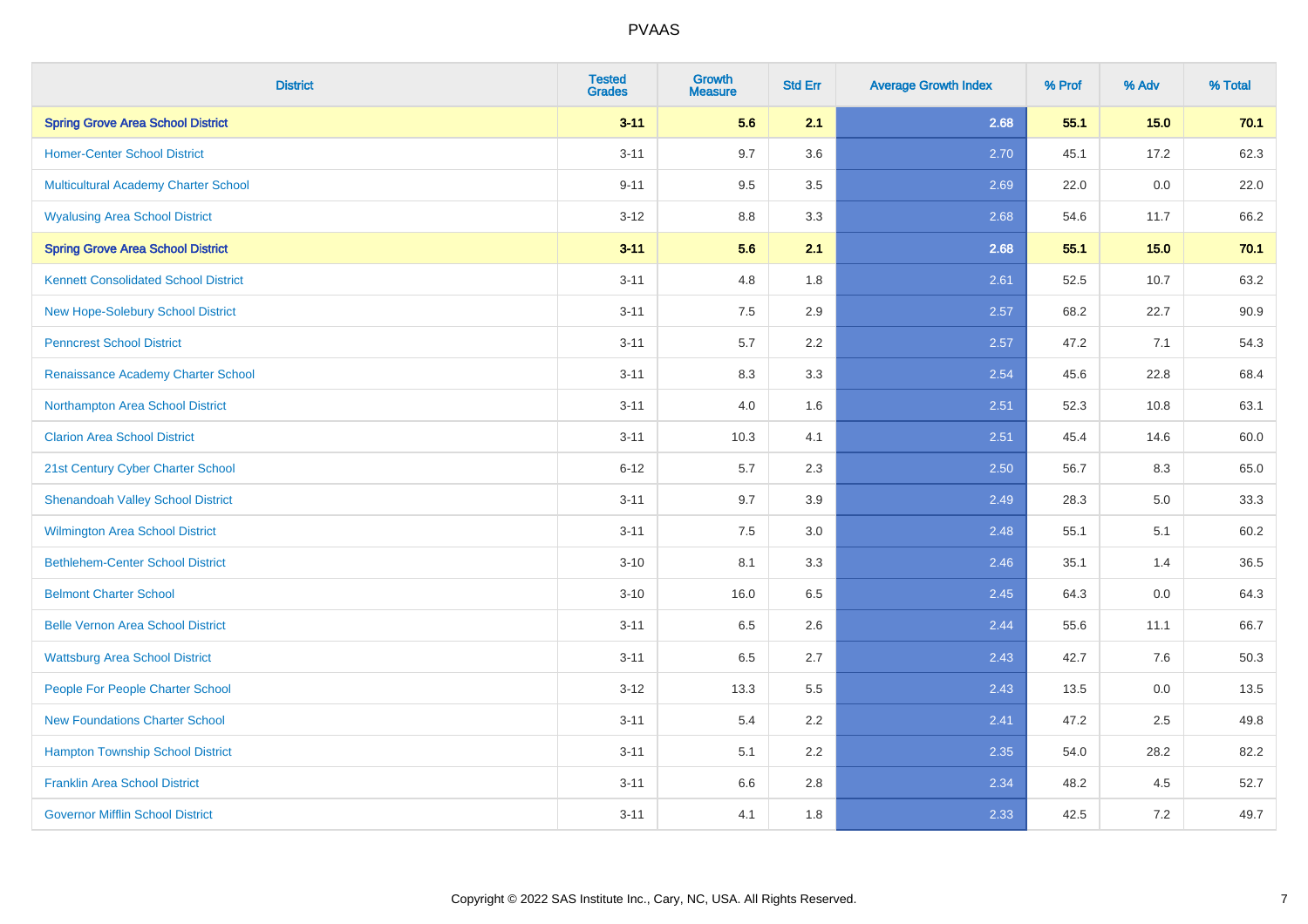# PVAAS

| District | Tested Grades | Growth Measure | Std Err | Average Growth Index | % Prof | % Adv | % Total |
|---|---|---|---|---|---|---|---|
| **Spring Grove Area School District** | **3-11** | **5.6** | **2.1** | **2.68** | **55.1** | **15.0** | **70.1** |
| Homer-Center School District | 3-11 | 9.7 | 3.6 | 2.70 | 45.1 | 17.2 | 62.3 |
| Multicultural Academy Charter School | 9-11 | 9.5 | 3.5 | 2.69 | 22.0 | 0.0 | 22.0 |
| Wyalusing Area School District | 3-12 | 8.8 | 3.3 | 2.68 | 54.6 | 11.7 | 66.2 |
| **Spring Grove Area School District** | **3-11** | **5.6** | **2.1** | **2.68** | **55.1** | **15.0** | **70.1** |
| Kennett Consolidated School District | 3-11 | 4.8 | 1.8 | 2.61 | 52.5 | 10.7 | 63.2 |
| New Hope-Solebury School District | 3-11 | 7.5 | 2.9 | 2.57 | 68.2 | 22.7 | 90.9 |
| Penncrest School District | 3-11 | 5.7 | 2.2 | 2.57 | 47.2 | 7.1 | 54.3 |
| Renaissance Academy Charter School | 3-11 | 8.3 | 3.3 | 2.54 | 45.6 | 22.8 | 68.4 |
| Northampton Area School District | 3-11 | 4.0 | 1.6 | 2.51 | 52.3 | 10.8 | 63.1 |
| Clarion Area School District | 3-11 | 10.3 | 4.1 | 2.51 | 45.4 | 14.6 | 60.0 |
| 21st Century Cyber Charter School | 6-12 | 5.7 | 2.3 | 2.50 | 56.7 | 8.3 | 65.0 |
| Shenandoah Valley School District | 3-11 | 9.7 | 3.9 | 2.49 | 28.3 | 5.0 | 33.3 |
| Wilmington Area School District | 3-11 | 7.5 | 3.0 | 2.48 | 55.1 | 5.1 | 60.2 |
| Bethlehem-Center School District | 3-10 | 8.1 | 3.3 | 2.46 | 35.1 | 1.4 | 36.5 |
| Belmont Charter School | 3-10 | 16.0 | 6.5 | 2.45 | 64.3 | 0.0 | 64.3 |
| Belle Vernon Area School District | 3-11 | 6.5 | 2.6 | 2.44 | 55.6 | 11.1 | 66.7 |
| Wattsburg Area School District | 3-11 | 6.5 | 2.7 | 2.43 | 42.7 | 7.6 | 50.3 |
| People For People Charter School | 3-12 | 13.3 | 5.5 | 2.43 | 13.5 | 0.0 | 13.5 |
| New Foundations Charter School | 3-11 | 5.4 | 2.2 | 2.41 | 47.2 | 2.5 | 49.8 |
| Hampton Township School District | 3-11 | 5.1 | 2.2 | 2.35 | 54.0 | 28.2 | 82.2 |
| Franklin Area School District | 3-11 | 6.6 | 2.8 | 2.34 | 48.2 | 4.5 | 52.7 |
| Governor Mifflin School District | 3-11 | 4.1 | 1.8 | 2.33 | 42.5 | 7.2 | 49.7 |

Copyright © 2022 SAS Institute Inc., Cary, NC, USA. All Rights Reserved.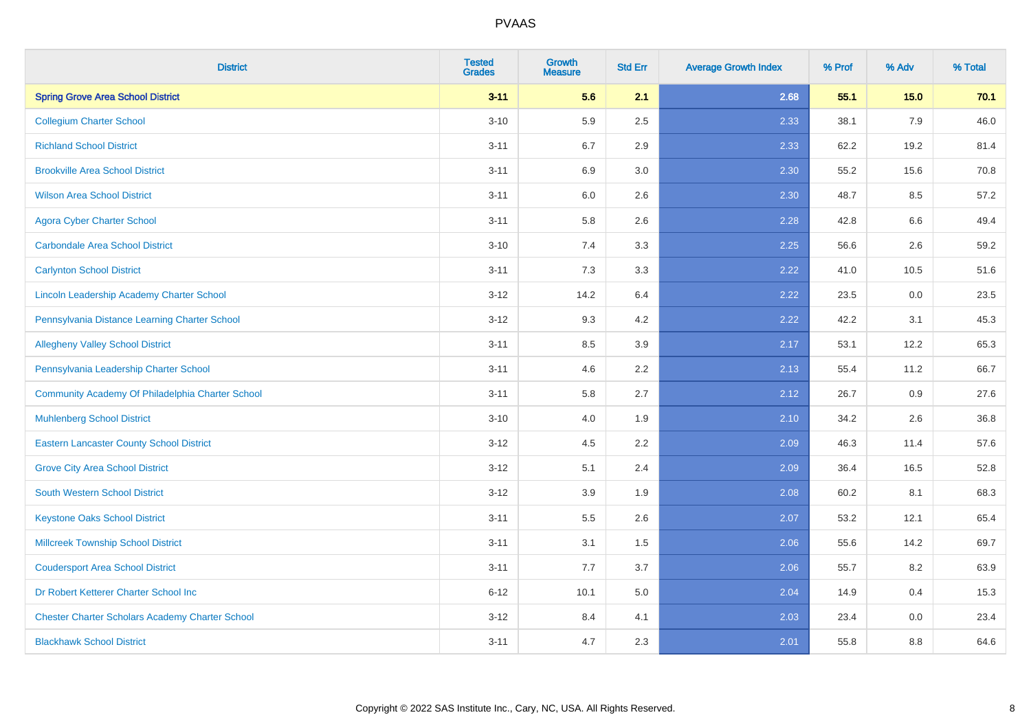| District | Tested Grades | Growth Measure | Std Err | Average Growth Index | % Prof | % Adv | % Total |
|---|---|---|---|---|---|---|---|
| **Spring Grove Area School District** | **3-11** | **5.6** | **2.1** | **2.68** | **55.1** | **15.0** | **70.1** |
| Collegium Charter School | 3-10 | 5.9 | 2.5 | 2.33 | 38.1 | 7.9 | 46.0 |
| Richland School District | 3-11 | 6.7 | 2.9 | 2.33 | 62.2 | 19.2 | 81.4 |
| Brookville Area School District | 3-11 | 6.9 | 3.0 | 2.30 | 55.2 | 15.6 | 70.8 |
| Wilson Area School District | 3-11 | 6.0 | 2.6 | 2.30 | 48.7 | 8.5 | 57.2 |
| Agora Cyber Charter School | 3-11 | 5.8 | 2.6 | 2.28 | 42.8 | 6.6 | 49.4 |
| Carbondale Area School District | 3-10 | 7.4 | 3.3 | 2.25 | 56.6 | 2.6 | 59.2 |
| Carlynton School District | 3-11 | 7.3 | 3.3 | 2.22 | 41.0 | 10.5 | 51.6 |
| Lincoln Leadership Academy Charter School | 3-12 | 14.2 | 6.4 | 2.22 | 23.5 | 0.0 | 23.5 |
| Pennsylvania Distance Learning Charter School | 3-12 | 9.3 | 4.2 | 2.22 | 42.2 | 3.1 | 45.3 |
| Allegheny Valley School District | 3-11 | 8.5 | 3.9 | 2.17 | 53.1 | 12.2 | 65.3 |
| Pennsylvania Leadership Charter School | 3-11 | 4.6 | 2.2 | 2.13 | 55.4 | 11.2 | 66.7 |
| Community Academy Of Philadelphia Charter School | 3-11 | 5.8 | 2.7 | 2.12 | 26.7 | 0.9 | 27.6 |
| Muhlenberg School District | 3-10 | 4.0 | 1.9 | 2.10 | 34.2 | 2.6 | 36.8 |
| Eastern Lancaster County School District | 3-12 | 4.5 | 2.2 | 2.09 | 46.3 | 11.4 | 57.6 |
| Grove City Area School District | 3-12 | 5.1 | 2.4 | 2.09 | 36.4 | 16.5 | 52.8 |
| South Western School District | 3-12 | 3.9 | 1.9 | 2.08 | 60.2 | 8.1 | 68.3 |
| Keystone Oaks School District | 3-11 | 5.5 | 2.6 | 2.07 | 53.2 | 12.1 | 65.4 |
| Millcreek Township School District | 3-11 | 3.1 | 1.5 | 2.06 | 55.6 | 14.2 | 69.7 |
| Coudersport Area School District | 3-11 | 7.7 | 3.7 | 2.06 | 55.7 | 8.2 | 63.9 |
| Dr Robert Ketterer Charter School Inc | 6-12 | 10.1 | 5.0 | 2.04 | 14.9 | 0.4 | 15.3 |
| Chester Charter Scholars Academy Charter School | 3-12 | 8.4 | 4.1 | 2.03 | 23.4 | 0.0 | 23.4 |
| Blackhawk School District | 3-11 | 4.7 | 2.3 | 2.01 | 55.8 | 8.8 | 64.6 |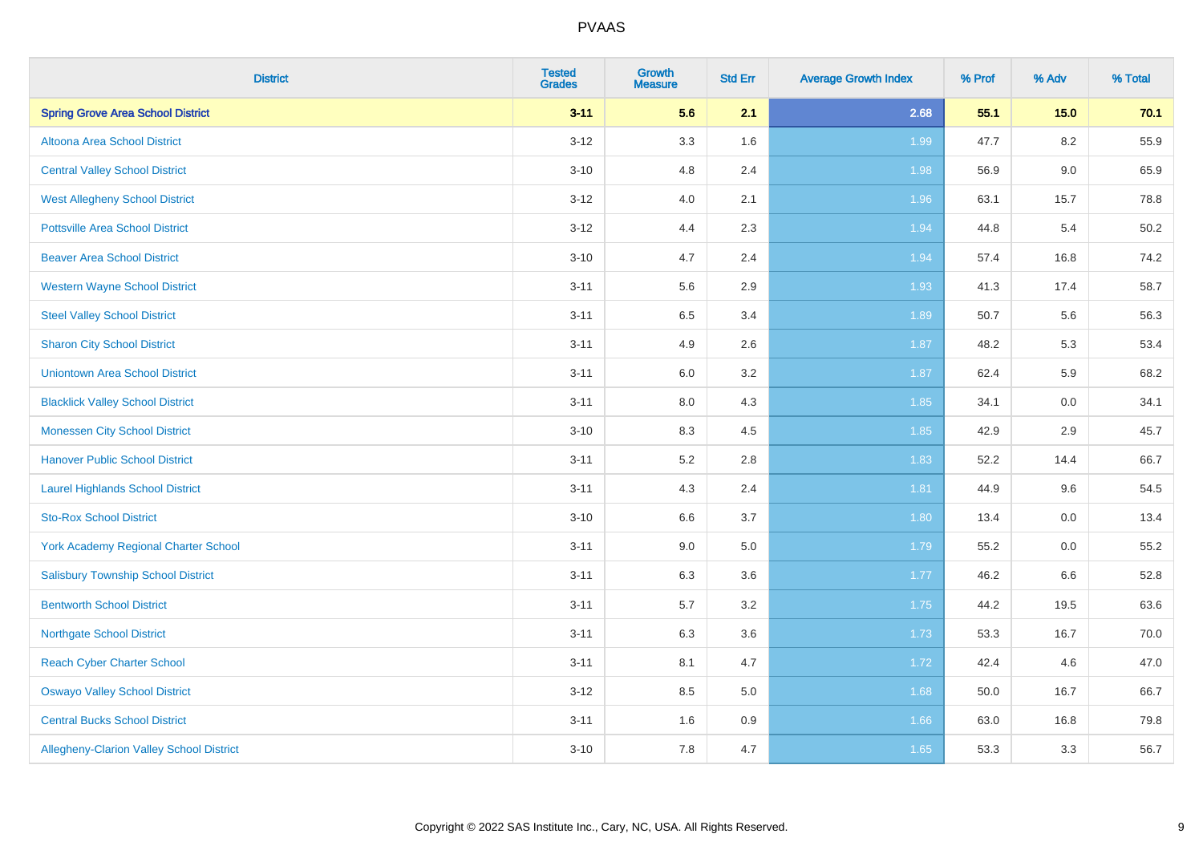# PVAAS

| District | Tested Grades | Growth Measure | Std Err | Average Growth Index | % Prof | % Adv | % Total |
|---|---|---|---|---|---|---|---|
| **Spring Grove Area School District** | **3-11** | **5.6** | **2.1** | **2.68** | **55.1** | **15.0** | **70.1** |
| Altoona Area School District | 3-12 | 3.3 | 1.6 | 1.99 | 47.7 | 8.2 | 55.9 |
| Central Valley School District | 3-10 | 4.8 | 2.4 | 1.98 | 56.9 | 9.0 | 65.9 |
| West Allegheny School District | 3-12 | 4.0 | 2.1 | 1.96 | 63.1 | 15.7 | 78.8 |
| Pottsville Area School District | 3-12 | 4.4 | 2.3 | 1.94 | 44.8 | 5.4 | 50.2 |
| Beaver Area School District | 3-10 | 4.7 | 2.4 | 1.94 | 57.4 | 16.8 | 74.2 |
| Western Wayne School District | 3-11 | 5.6 | 2.9 | 1.93 | 41.3 | 17.4 | 58.7 |
| Steel Valley School District | 3-11 | 6.5 | 3.4 | 1.89 | 50.7 | 5.6 | 56.3 |
| Sharon City School District | 3-11 | 4.9 | 2.6 | 1.87 | 48.2 | 5.3 | 53.4 |
| Uniontown Area School District | 3-11 | 6.0 | 3.2 | 1.87 | 62.4 | 5.9 | 68.2 |
| Blacklick Valley School District | 3-11 | 8.0 | 4.3 | 1.85 | 34.1 | 0.0 | 34.1 |
| Monessen City School District | 3-10 | 8.3 | 4.5 | 1.85 | 42.9 | 2.9 | 45.7 |
| Hanover Public School District | 3-11 | 5.2 | 2.8 | 1.83 | 52.2 | 14.4 | 66.7 |
| Laurel Highlands School District | 3-11 | 4.3 | 2.4 | 1.81 | 44.9 | 9.6 | 54.5 |
| Sto-Rox School District | 3-10 | 6.6 | 3.7 | 1.80 | 13.4 | 0.0 | 13.4 |
| York Academy Regional Charter School | 3-11 | 9.0 | 5.0 | 1.79 | 55.2 | 0.0 | 55.2 |
| Salisbury Township School District | 3-11 | 6.3 | 3.6 | 1.77 | 46.2 | 6.6 | 52.8 |
| Bentworth School District | 3-11 | 5.7 | 3.2 | 1.75 | 44.2 | 19.5 | 63.6 |
| Northgate School District | 3-11 | 6.3 | 3.6 | 1.73 | 53.3 | 16.7 | 70.0 |
| Reach Cyber Charter School | 3-11 | 8.1 | 4.7 | 1.72 | 42.4 | 4.6 | 47.0 |
| Oswayo Valley School District | 3-12 | 8.5 | 5.0 | 1.68 | 50.0 | 16.7 | 66.7 |
| Central Bucks School District | 3-11 | 1.6 | 0.9 | 1.66 | 63.0 | 16.8 | 79.8 |
| Allegheny-Clarion Valley School District | 3-10 | 7.8 | 4.7 | 1.65 | 53.3 | 3.3 | 56.7 |

Copyright © 2022 SAS Institute Inc., Cary, NC, USA. All Rights Reserved.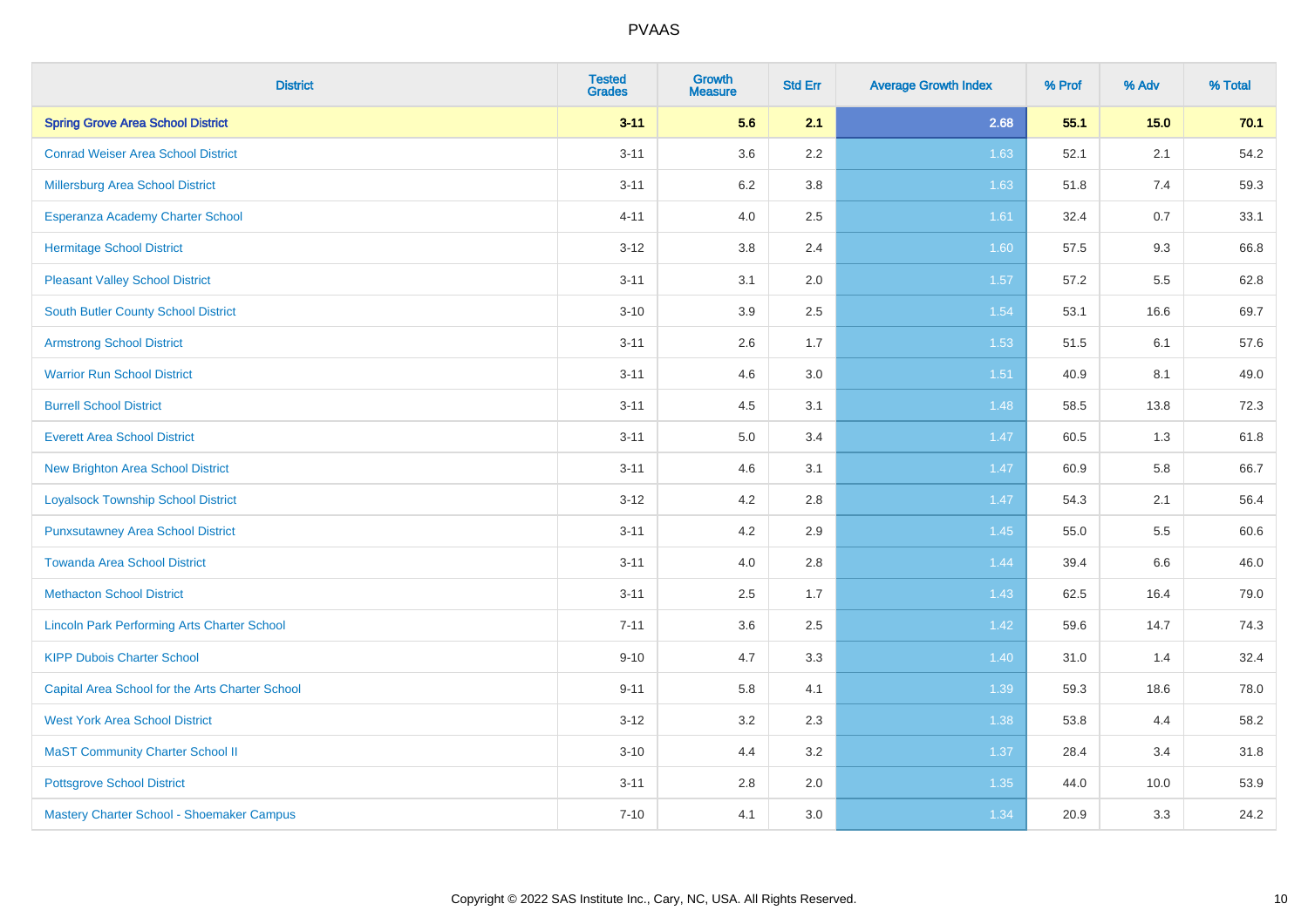PVAAS

| District | Tested Grades | Growth Measure | Std Err | Average Growth Index | % Prof | % Adv | % Total |
|---|---|---|---|---|---|---|---|
| **Spring Grove Area School District** | **3-11** | **5.6** | **2.1** | **2.68** | **55.1** | **15.0** | **70.1** |
| Conrad Weiser Area School District | 3-11 | 3.6 | 2.2 | 1.63 | 52.1 | 2.1 | 54.2 |
| Millersburg Area School District | 3-11 | 6.2 | 3.8 | 1.63 | 51.8 | 7.4 | 59.3 |
| Esperanza Academy Charter School | 4-11 | 4.0 | 2.5 | 1.61 | 32.4 | 0.7 | 33.1 |
| Hermitage School District | 3-12 | 3.8 | 2.4 | 1.60 | 57.5 | 9.3 | 66.8 |
| Pleasant Valley School District | 3-11 | 3.1 | 2.0 | 1.57 | 57.2 | 5.5 | 62.8 |
| South Butler County School District | 3-10 | 3.9 | 2.5 | 1.54 | 53.1 | 16.6 | 69.7 |
| Armstrong School District | 3-11 | 2.6 | 1.7 | 1.53 | 51.5 | 6.1 | 57.6 |
| Warrior Run School District | 3-11 | 4.6 | 3.0 | 1.51 | 40.9 | 8.1 | 49.0 |
| Burrell School District | 3-11 | 4.5 | 3.1 | 1.48 | 58.5 | 13.8 | 72.3 |
| Everett Area School District | 3-11 | 5.0 | 3.4 | 1.47 | 60.5 | 1.3 | 61.8 |
| New Brighton Area School District | 3-11 | 4.6 | 3.1 | 1.47 | 60.9 | 5.8 | 66.7 |
| Loyalsock Township School District | 3-12 | 4.2 | 2.8 | 1.47 | 54.3 | 2.1 | 56.4 |
| Punxsutawney Area School District | 3-11 | 4.2 | 2.9 | 1.45 | 55.0 | 5.5 | 60.6 |
| Towanda Area School District | 3-11 | 4.0 | 2.8 | 1.44 | 39.4 | 6.6 | 46.0 |
| Methacton School District | 3-11 | 2.5 | 1.7 | 1.43 | 62.5 | 16.4 | 79.0 |
| Lincoln Park Performing Arts Charter School | 7-11 | 3.6 | 2.5 | 1.42 | 59.6 | 14.7 | 74.3 |
| KIPP Dubois Charter School | 9-10 | 4.7 | 3.3 | 1.40 | 31.0 | 1.4 | 32.4 |
| Capital Area School for the Arts Charter School | 9-11 | 5.8 | 4.1 | 1.39 | 59.3 | 18.6 | 78.0 |
| West York Area School District | 3-12 | 3.2 | 2.3 | 1.38 | 53.8 | 4.4 | 58.2 |
| MaST Community Charter School II | 3-10 | 4.4 | 3.2 | 1.37 | 28.4 | 3.4 | 31.8 |
| Pottsgrove School District | 3-11 | 2.8 | 2.0 | 1.35 | 44.0 | 10.0 | 53.9 |
| Mastery Charter School - Shoemaker Campus | 7-10 | 4.1 | 3.0 | 1.34 | 20.9 | 3.3 | 24.2 |

Copyright © 2022 SAS Institute Inc., Cary, NC, USA. All Rights Reserved.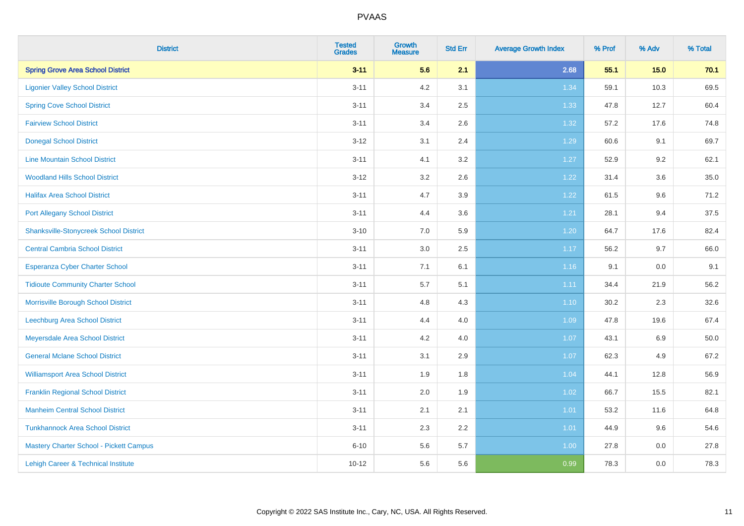# PVAAS

| District | Tested Grades | Growth Measure | Std Err | Average Growth Index | % Prof | % Adv | % Total |
|---|---|---|---|---|---|---|---|
| **Spring Grove Area School District** | **3-11** | **5.6** | **2.1** | **2.68** | **55.1** | **15.0** | **70.1** |
| Ligonier Valley School District | 3-11 | 4.2 | 3.1 | 1.34 | 59.1 | 10.3 | 69.5 |
| Spring Cove School District | 3-11 | 3.4 | 2.5 | 1.33 | 47.8 | 12.7 | 60.4 |
| Fairview School District | 3-11 | 3.4 | 2.6 | 1.32 | 57.2 | 17.6 | 74.8 |
| Donegal School District | 3-12 | 3.1 | 2.4 | 1.29 | 60.6 | 9.1 | 69.7 |
| Line Mountain School District | 3-11 | 4.1 | 3.2 | 1.27 | 52.9 | 9.2 | 62.1 |
| Woodland Hills School District | 3-12 | 3.2 | 2.6 | 1.22 | 31.4 | 3.6 | 35.0 |
| Halifax Area School District | 3-11 | 4.7 | 3.9 | 1.22 | 61.5 | 9.6 | 71.2 |
| Port Allegany School District | 3-11 | 4.4 | 3.6 | 1.21 | 28.1 | 9.4 | 37.5 |
| Shanksville-Stonycreek School District | 3-10 | 7.0 | 5.9 | 1.20 | 64.7 | 17.6 | 82.4 |
| Central Cambria School District | 3-11 | 3.0 | 2.5 | 1.17 | 56.2 | 9.7 | 66.0 |
| Esperanza Cyber Charter School | 3-11 | 7.1 | 6.1 | 1.16 | 9.1 | 0.0 | 9.1 |
| Tidioute Community Charter School | 3-11 | 5.7 | 5.1 | 1.11 | 34.4 | 21.9 | 56.2 |
| Morrisville Borough School District | 3-11 | 4.8 | 4.3 | 1.10 | 30.2 | 2.3 | 32.6 |
| Leechburg Area School District | 3-11 | 4.4 | 4.0 | 1.09 | 47.8 | 19.6 | 67.4 |
| Meyersdale Area School District | 3-11 | 4.2 | 4.0 | 1.07 | 43.1 | 6.9 | 50.0 |
| General Mclane School District | 3-11 | 3.1 | 2.9 | 1.07 | 62.3 | 4.9 | 67.2 |
| Williamsport Area School District | 3-11 | 1.9 | 1.8 | 1.04 | 44.1 | 12.8 | 56.9 |
| Franklin Regional School District | 3-11 | 2.0 | 1.9 | 1.02 | 66.7 | 15.5 | 82.1 |
| Manheim Central School District | 3-11 | 2.1 | 2.1 | 1.01 | 53.2 | 11.6 | 64.8 |
| Tunkhannock Area School District | 3-11 | 2.3 | 2.2 | 1.01 | 44.9 | 9.6 | 54.6 |
| Mastery Charter School - Pickett Campus | 6-10 | 5.6 | 5.7 | 1.00 | 27.8 | 0.0 | 27.8 |
| Lehigh Career & Technical Institute | 10-12 | 5.6 | 5.6 | 0.99 | 78.3 | 0.0 | 78.3 |

Copyright © 2022 SAS Institute Inc., Cary, NC, USA. All Rights Reserved.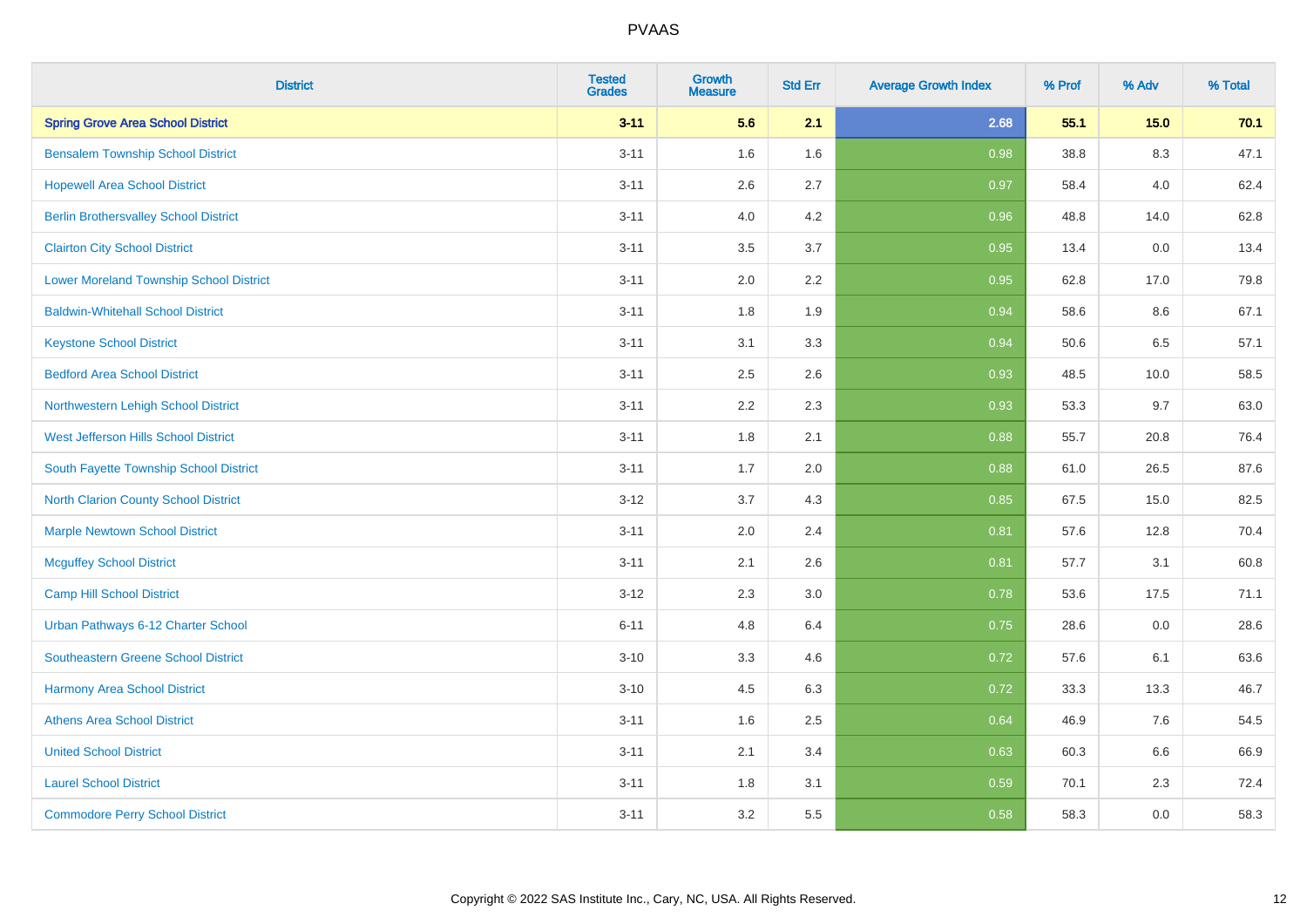| District | Tested Grades | Growth Measure | Std Err | Average Growth Index | % Prof | % Adv | % Total |
|---|---|---|---|---|---|---|---|
| **Spring Grove Area School District** | **3-11** | **5.6** | **2.1** | **2.68** | **55.1** | **15.0** | **70.1** |
| Bensalem Township School District | 3-11 | 1.6 | 1.6 | 0.98 | 38.8 | 8.3 | 47.1 |
| Hopewell Area School District | 3-11 | 2.6 | 2.7 | 0.97 | 58.4 | 4.0 | 62.4 |
| Berlin Brothersvalley School District | 3-11 | 4.0 | 4.2 | 0.96 | 48.8 | 14.0 | 62.8 |
| Clairton City School District | 3-11 | 3.5 | 3.7 | 0.95 | 13.4 | 0.0 | 13.4 |
| Lower Moreland Township School District | 3-11 | 2.0 | 2.2 | 0.95 | 62.8 | 17.0 | 79.8 |
| Baldwin-Whitehall School District | 3-11 | 1.8 | 1.9 | 0.94 | 58.6 | 8.6 | 67.1 |
| Keystone School District | 3-11 | 3.1 | 3.3 | 0.94 | 50.6 | 6.5 | 57.1 |
| Bedford Area School District | 3-11 | 2.5 | 2.6 | 0.93 | 48.5 | 10.0 | 58.5 |
| Northwestern Lehigh School District | 3-11 | 2.2 | 2.3 | 0.93 | 53.3 | 9.7 | 63.0 |
| West Jefferson Hills School District | 3-11 | 1.8 | 2.1 | 0.88 | 55.7 | 20.8 | 76.4 |
| South Fayette Township School District | 3-11 | 1.7 | 2.0 | 0.88 | 61.0 | 26.5 | 87.6 |
| North Clarion County School District | 3-12 | 3.7 | 4.3 | 0.85 | 67.5 | 15.0 | 82.5 |
| Marple Newtown School District | 3-11 | 2.0 | 2.4 | 0.81 | 57.6 | 12.8 | 70.4 |
| Mcguffey School District | 3-11 | 2.1 | 2.6 | 0.81 | 57.7 | 3.1 | 60.8 |
| Camp Hill School District | 3-12 | 2.3 | 3.0 | 0.78 | 53.6 | 17.5 | 71.1 |
| Urban Pathways 6-12 Charter School | 6-11 | 4.8 | 6.4 | 0.75 | 28.6 | 0.0 | 28.6 |
| Southeastern Greene School District | 3-10 | 3.3 | 4.6 | 0.72 | 57.6 | 6.1 | 63.6 |
| Harmony Area School District | 3-10 | 4.5 | 6.3 | 0.72 | 33.3 | 13.3 | 46.7 |
| Athens Area School District | 3-11 | 1.6 | 2.5 | 0.64 | 46.9 | 7.6 | 54.5 |
| United School District | 3-11 | 2.1 | 3.4 | 0.63 | 60.3 | 6.6 | 66.9 |
| Laurel School District | 3-11 | 1.8 | 3.1 | 0.59 | 70.1 | 2.3 | 72.4 |
| Commodore Perry School District | 3-11 | 3.2 | 5.5 | 0.58 | 58.3 | 0.0 | 58.3 |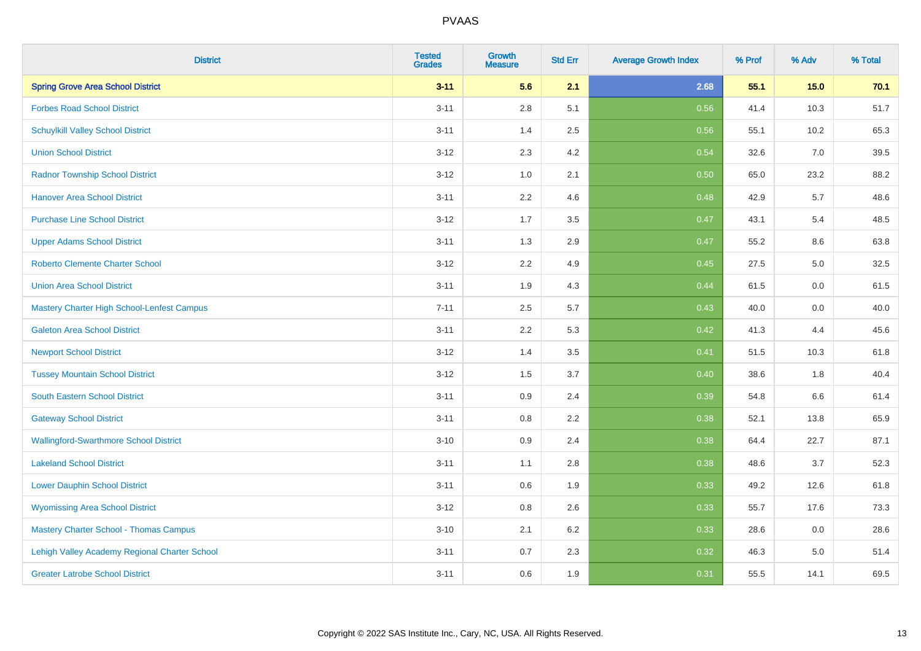# PVAAS

| District | Tested Grades | Growth Measure | Std Err | Average Growth Index | % Prof | % Adv | % Total |
|---|---|---|---|---|---|---|---|
| **Spring Grove Area School District** | **3-11** | **5.6** | **2.1** | **2.68** | **55.1** | **15.0** | **70.1** |
| Forbes Road School District | 3-11 | 2.8 | 5.1 | 0.56 | 41.4 | 10.3 | 51.7 |
| Schuylkill Valley School District | 3-11 | 1.4 | 2.5 | 0.56 | 55.1 | 10.2 | 65.3 |
| Union School District | 3-12 | 2.3 | 4.2 | 0.54 | 32.6 | 7.0 | 39.5 |
| Radnor Township School District | 3-12 | 1.0 | 2.1 | 0.50 | 65.0 | 23.2 | 88.2 |
| Hanover Area School District | 3-11 | 2.2 | 4.6 | 0.48 | 42.9 | 5.7 | 48.6 |
| Purchase Line School District | 3-12 | 1.7 | 3.5 | 0.47 | 43.1 | 5.4 | 48.5 |
| Upper Adams School District | 3-11 | 1.3 | 2.9 | 0.47 | 55.2 | 8.6 | 63.8 |
| Roberto Clemente Charter School | 3-12 | 2.2 | 4.9 | 0.45 | 27.5 | 5.0 | 32.5 |
| Union Area School District | 3-11 | 1.9 | 4.3 | 0.44 | 61.5 | 0.0 | 61.5 |
| Mastery Charter High School-Lenfest Campus | 7-11 | 2.5 | 5.7 | 0.43 | 40.0 | 0.0 | 40.0 |
| Galeton Area School District | 3-11 | 2.2 | 5.3 | 0.42 | 41.3 | 4.4 | 45.6 |
| Newport School District | 3-12 | 1.4 | 3.5 | 0.41 | 51.5 | 10.3 | 61.8 |
| Tussey Mountain School District | 3-12 | 1.5 | 3.7 | 0.40 | 38.6 | 1.8 | 40.4 |
| South Eastern School District | 3-11 | 0.9 | 2.4 | 0.39 | 54.8 | 6.6 | 61.4 |
| Gateway School District | 3-11 | 0.8 | 2.2 | 0.38 | 52.1 | 13.8 | 65.9 |
| Wallingford-Swarthmore School District | 3-10 | 0.9 | 2.4 | 0.38 | 64.4 | 22.7 | 87.1 |
| Lakeland School District | 3-11 | 1.1 | 2.8 | 0.38 | 48.6 | 3.7 | 52.3 |
| Lower Dauphin School District | 3-11 | 0.6 | 1.9 | 0.33 | 49.2 | 12.6 | 61.8 |
| Wyomissing Area School District | 3-12 | 0.8 | 2.6 | 0.33 | 55.7 | 17.6 | 73.3 |
| Mastery Charter School - Thomas Campus | 3-10 | 2.1 | 6.2 | 0.33 | 28.6 | 0.0 | 28.6 |
| Lehigh Valley Academy Regional Charter School | 3-11 | 0.7 | 2.3 | 0.32 | 46.3 | 5.0 | 51.4 |
| Greater Latrobe School District | 3-11 | 0.6 | 1.9 | 0.31 | 55.5 | 14.1 | 69.5 |

Copyright © 2022 SAS Institute Inc., Cary, NC, USA. All Rights Reserved.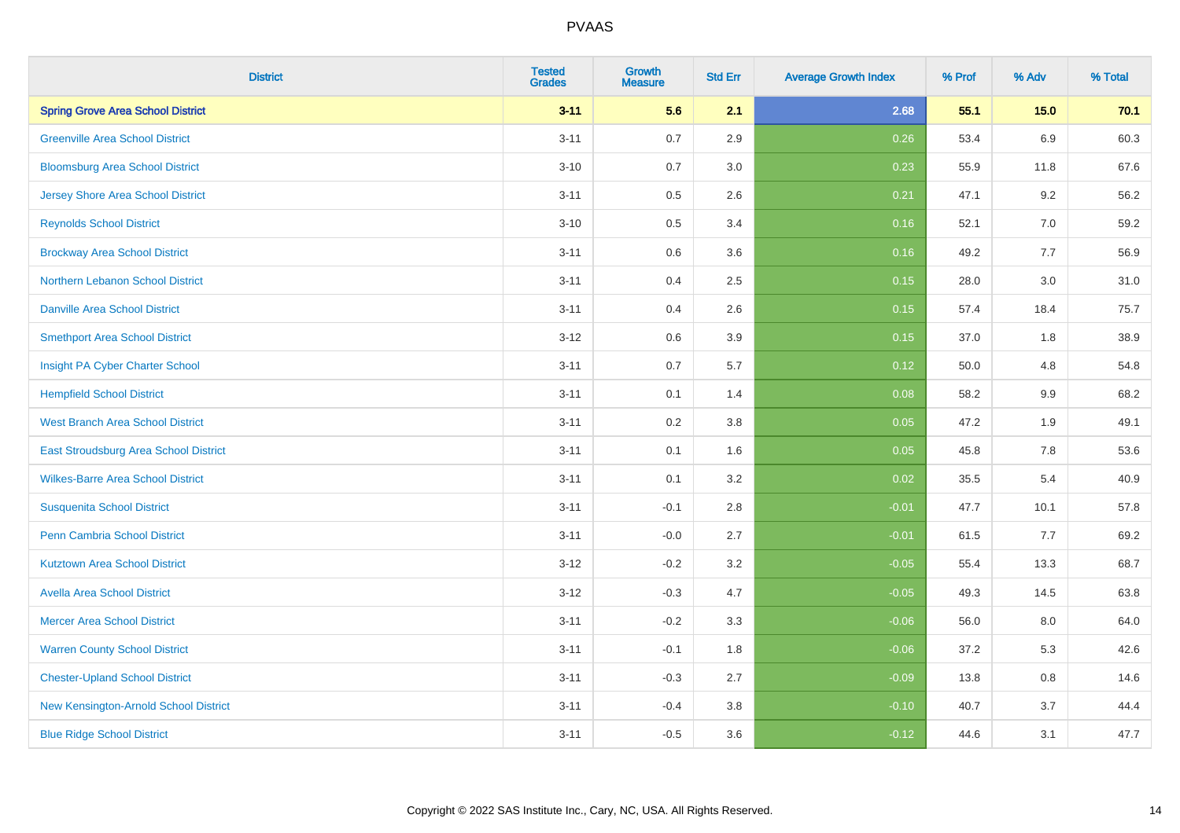| District | Tested Grades | Growth Measure | Std Err | Average Growth Index | % Prof | % Adv | % Total |
|---|---|---|---|---|---|---|---|
| **Spring Grove Area School District** | **3-11** | **5.6** | **2.1** | **2.68** | **55.1** | **15.0** | **70.1** |
| Greenville Area School District | 3-11 | 0.7 | 2.9 | 0.26 | 53.4 | 6.9 | 60.3 |
| Bloomsburg Area School District | 3-10 | 0.7 | 3.0 | 0.23 | 55.9 | 11.8 | 67.6 |
| Jersey Shore Area School District | 3-11 | 0.5 | 2.6 | 0.21 | 47.1 | 9.2 | 56.2 |
| Reynolds School District | 3-10 | 0.5 | 3.4 | 0.16 | 52.1 | 7.0 | 59.2 |
| Brockway Area School District | 3-11 | 0.6 | 3.6 | 0.16 | 49.2 | 7.7 | 56.9 |
| Northern Lebanon School District | 3-11 | 0.4 | 2.5 | 0.15 | 28.0 | 3.0 | 31.0 |
| Danville Area School District | 3-11 | 0.4 | 2.6 | 0.15 | 57.4 | 18.4 | 75.7 |
| Smethport Area School District | 3-12 | 0.6 | 3.9 | 0.15 | 37.0 | 1.8 | 38.9 |
| Insight PA Cyber Charter School | 3-11 | 0.7 | 5.7 | 0.12 | 50.0 | 4.8 | 54.8 |
| Hempfield School District | 3-11 | 0.1 | 1.4 | 0.08 | 58.2 | 9.9 | 68.2 |
| West Branch Area School District | 3-11 | 0.2 | 3.8 | 0.05 | 47.2 | 1.9 | 49.1 |
| East Stroudsburg Area School District | 3-11 | 0.1 | 1.6 | 0.05 | 45.8 | 7.8 | 53.6 |
| Wilkes-Barre Area School District | 3-11 | 0.1 | 3.2 | 0.02 | 35.5 | 5.4 | 40.9 |
| Susquenita School District | 3-11 | -0.1 | 2.8 | -0.01 | 47.7 | 10.1 | 57.8 |
| Penn Cambria School District | 3-11 | -0.0 | 2.7 | -0.01 | 61.5 | 7.7 | 69.2 |
| Kutztown Area School District | 3-12 | -0.2 | 3.2 | -0.05 | 55.4 | 13.3 | 68.7 |
| Avella Area School District | 3-12 | -0.3 | 4.7 | -0.05 | 49.3 | 14.5 | 63.8 |
| Mercer Area School District | 3-11 | -0.2 | 3.3 | -0.06 | 56.0 | 8.0 | 64.0 |
| Warren County School District | 3-11 | -0.1 | 1.8 | -0.06 | 37.2 | 5.3 | 42.6 |
| Chester-Upland School District | 3-11 | -0.3 | 2.7 | -0.09 | 13.8 | 0.8 | 14.6 |
| New Kensington-Arnold School District | 3-11 | -0.4 | 3.8 | -0.10 | 40.7 | 3.7 | 44.4 |
| Blue Ridge School District | 3-11 | -0.5 | 3.6 | -0.12 | 44.6 | 3.1 | 47.7 |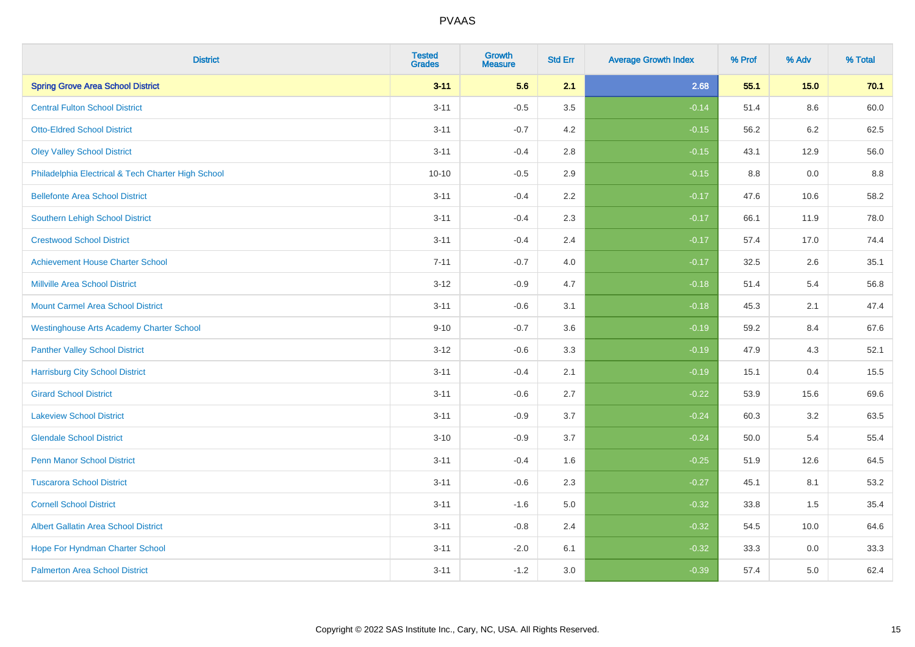# PVAAS

| District | Tested Grades | Growth Measure | Std Err | Average Growth Index | % Prof | % Adv | % Total |
|---|---|---|---|---|---|---|---|
| **Spring Grove Area School District** | **3-11** | **5.6** | **2.1** | **2.68** | **55.1** | **15.0** | **70.1** |
| Central Fulton School District | 3-11 | -0.5 | 3.5 | -0.14 | 51.4 | 8.6 | 60.0 |
| Otto-Eldred School District | 3-11 | -0.7 | 4.2 | -0.15 | 56.2 | 6.2 | 62.5 |
| Oley Valley School District | 3-11 | -0.4 | 2.8 | -0.15 | 43.1 | 12.9 | 56.0 |
| Philadelphia Electrical & Tech Charter High School | 10-10 | -0.5 | 2.9 | -0.15 | 8.8 | 0.0 | 8.8 |
| Bellefonte Area School District | 3-11 | -0.4 | 2.2 | -0.17 | 47.6 | 10.6 | 58.2 |
| Southern Lehigh School District | 3-11 | -0.4 | 2.3 | -0.17 | 66.1 | 11.9 | 78.0 |
| Crestwood School District | 3-11 | -0.4 | 2.4 | -0.17 | 57.4 | 17.0 | 74.4 |
| Achievement House Charter School | 7-11 | -0.7 | 4.0 | -0.17 | 32.5 | 2.6 | 35.1 |
| Millville Area School District | 3-12 | -0.9 | 4.7 | -0.18 | 51.4 | 5.4 | 56.8 |
| Mount Carmel Area School District | 3-11 | -0.6 | 3.1 | -0.18 | 45.3 | 2.1 | 47.4 |
| Westinghouse Arts Academy Charter School | 9-10 | -0.7 | 3.6 | -0.19 | 59.2 | 8.4 | 67.6 |
| Panther Valley School District | 3-12 | -0.6 | 3.3 | -0.19 | 47.9 | 4.3 | 52.1 |
| Harrisburg City School District | 3-11 | -0.4 | 2.1 | -0.19 | 15.1 | 0.4 | 15.5 |
| Girard School District | 3-11 | -0.6 | 2.7 | -0.22 | 53.9 | 15.6 | 69.6 |
| Lakeview School District | 3-11 | -0.9 | 3.7 | -0.24 | 60.3 | 3.2 | 63.5 |
| Glendale School District | 3-10 | -0.9 | 3.7 | -0.24 | 50.0 | 5.4 | 55.4 |
| Penn Manor School District | 3-11 | -0.4 | 1.6 | -0.25 | 51.9 | 12.6 | 64.5 |
| Tuscarora School District | 3-11 | -0.6 | 2.3 | -0.27 | 45.1 | 8.1 | 53.2 |
| Cornell School District | 3-11 | -1.6 | 5.0 | -0.32 | 33.8 | 1.5 | 35.4 |
| Albert Gallatin Area School District | 3-11 | -0.8 | 2.4 | -0.32 | 54.5 | 10.0 | 64.6 |
| Hope For Hyndman Charter School | 3-11 | -2.0 | 6.1 | -0.32 | 33.3 | 0.0 | 33.3 |
| Palmerton Area School District | 3-11 | -1.2 | 3.0 | -0.39 | 57.4 | 5.0 | 62.4 |

Copyright © 2022 SAS Institute Inc., Cary, NC, USA. All Rights Reserved.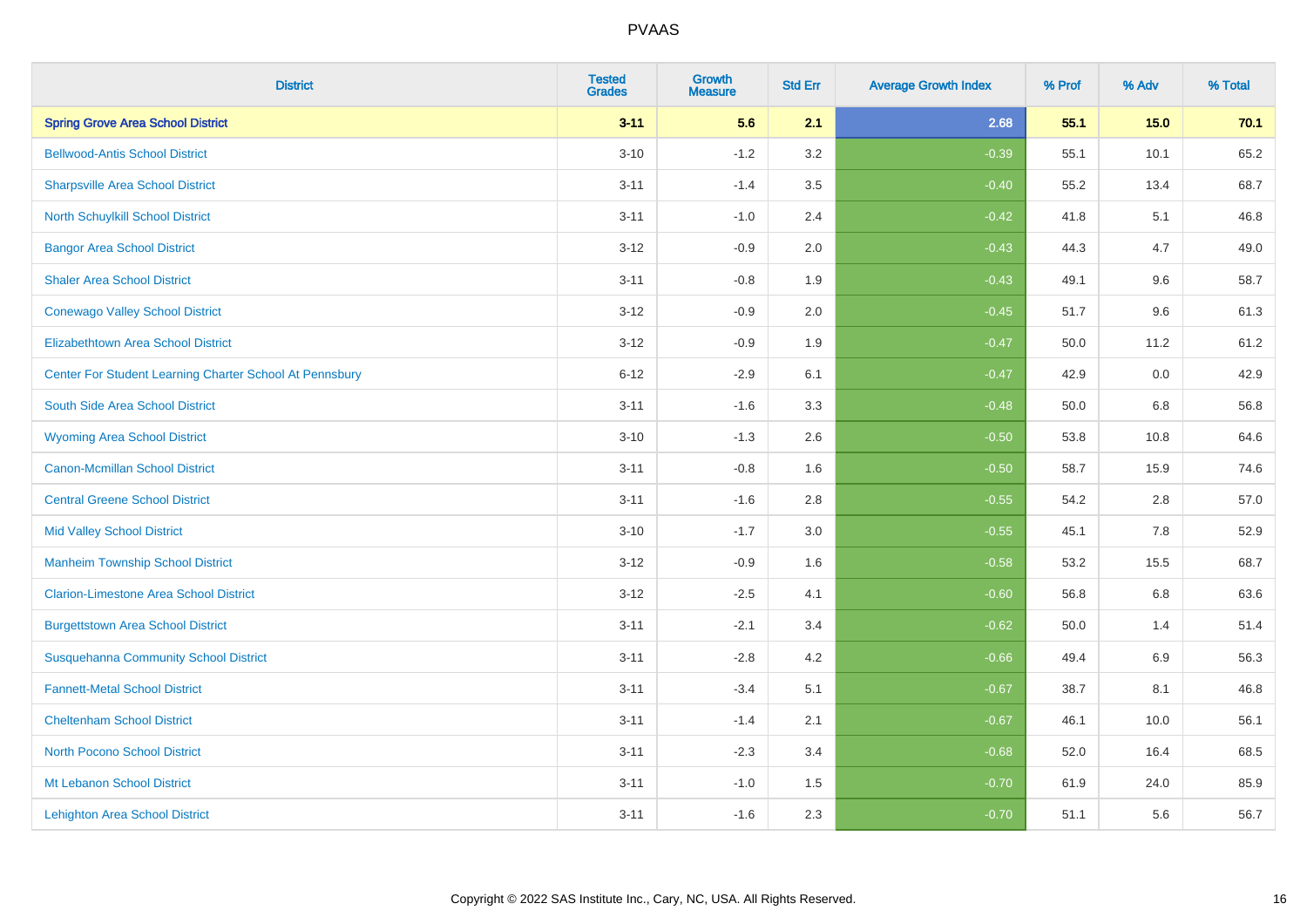# PVAAS

| District | Tested Grades | Growth Measure | Std Err | Average Growth Index | % Prof | % Adv | % Total |
|---|---|---|---|---|---|---|---|
| **Spring Grove Area School District** | **3-11** | **5.6** | **2.1** | **2.68** | **55.1** | **15.0** | **70.1** |
| Bellwood-Antis School District | 3-10 | -1.2 | 3.2 | -0.39 | 55.1 | 10.1 | 65.2 |
| Sharpsville Area School District | 3-11 | -1.4 | 3.5 | -0.40 | 55.2 | 13.4 | 68.7 |
| North Schuylkill School District | 3-11 | -1.0 | 2.4 | -0.42 | 41.8 | 5.1 | 46.8 |
| Bangor Area School District | 3-12 | -0.9 | 2.0 | -0.43 | 44.3 | 4.7 | 49.0 |
| Shaler Area School District | 3-11 | -0.8 | 1.9 | -0.43 | 49.1 | 9.6 | 58.7 |
| Conewago Valley School District | 3-12 | -0.9 | 2.0 | -0.45 | 51.7 | 9.6 | 61.3 |
| Elizabethtown Area School District | 3-12 | -0.9 | 1.9 | -0.47 | 50.0 | 11.2 | 61.2 |
| Center For Student Learning Charter School At Pennsbury | 6-12 | -2.9 | 6.1 | -0.47 | 42.9 | 0.0 | 42.9 |
| South Side Area School District | 3-11 | -1.6 | 3.3 | -0.48 | 50.0 | 6.8 | 56.8 |
| Wyoming Area School District | 3-10 | -1.3 | 2.6 | -0.50 | 53.8 | 10.8 | 64.6 |
| Canon-Mcmillan School District | 3-11 | -0.8 | 1.6 | -0.50 | 58.7 | 15.9 | 74.6 |
| Central Greene School District | 3-11 | -1.6 | 2.8 | -0.55 | 54.2 | 2.8 | 57.0 |
| Mid Valley School District | 3-10 | -1.7 | 3.0 | -0.55 | 45.1 | 7.8 | 52.9 |
| Manheim Township School District | 3-12 | -0.9 | 1.6 | -0.58 | 53.2 | 15.5 | 68.7 |
| Clarion-Limestone Area School District | 3-12 | -2.5 | 4.1 | -0.60 | 56.8 | 6.8 | 63.6 |
| Burgettstown Area School District | 3-11 | -2.1 | 3.4 | -0.62 | 50.0 | 1.4 | 51.4 |
| Susquehanna Community School District | 3-11 | -2.8 | 4.2 | -0.66 | 49.4 | 6.9 | 56.3 |
| Fannett-Metal School District | 3-11 | -3.4 | 5.1 | -0.67 | 38.7 | 8.1 | 46.8 |
| Cheltenham School District | 3-11 | -1.4 | 2.1 | -0.67 | 46.1 | 10.0 | 56.1 |
| North Pocono School District | 3-11 | -2.3 | 3.4 | -0.68 | 52.0 | 16.4 | 68.5 |
| Mt Lebanon School District | 3-11 | -1.0 | 1.5 | -0.70 | 61.9 | 24.0 | 85.9 |
| Lehighton Area School District | 3-11 | -1.6 | 2.3 | -0.70 | 51.1 | 5.6 | 56.7 |

Copyright © 2022 SAS Institute Inc., Cary, NC, USA. All Rights Reserved.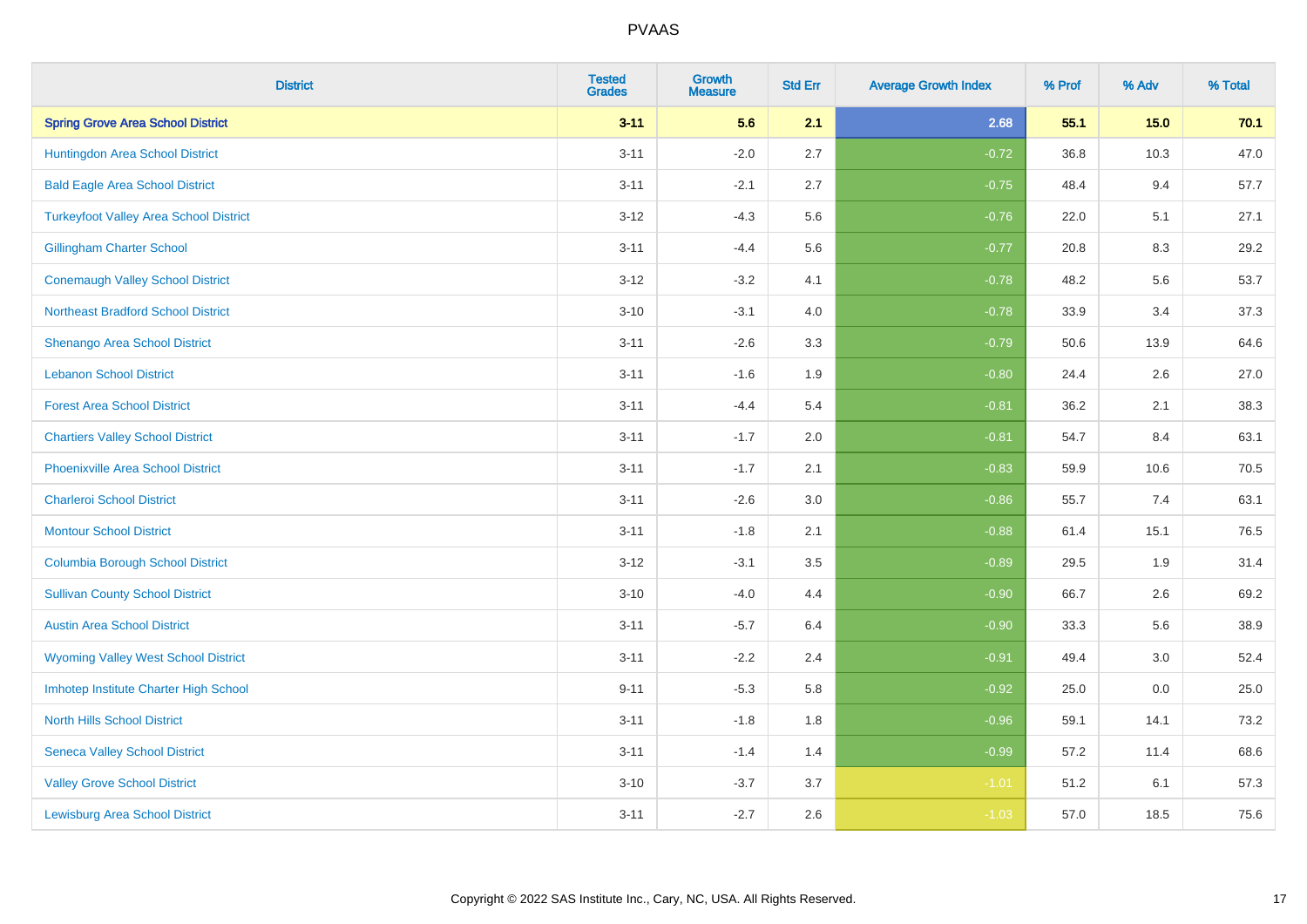# PVAAS

| District | Tested Grades | Growth Measure | Std Err | Average Growth Index | % Prof | % Adv | % Total |
|---|---|---|---|---|---|---|---|
| **Spring Grove Area School District** | **3-11** | **5.6** | **2.1** | **2.68** | **55.1** | **15.0** | **70.1** |
| Huntingdon Area School District | 3-11 | -2.0 | 2.7 | -0.72 | 36.8 | 10.3 | 47.0 |
| Bald Eagle Area School District | 3-11 | -2.1 | 2.7 | -0.75 | 48.4 | 9.4 | 57.7 |
| Turkeyfoot Valley Area School District | 3-12 | -4.3 | 5.6 | -0.76 | 22.0 | 5.1 | 27.1 |
| Gillingham Charter School | 3-11 | -4.4 | 5.6 | -0.77 | 20.8 | 8.3 | 29.2 |
| Conemaugh Valley School District | 3-12 | -3.2 | 4.1 | -0.78 | 48.2 | 5.6 | 53.7 |
| Northeast Bradford School District | 3-10 | -3.1 | 4.0 | -0.78 | 33.9 | 3.4 | 37.3 |
| Shenango Area School District | 3-11 | -2.6 | 3.3 | -0.79 | 50.6 | 13.9 | 64.6 |
| Lebanon School District | 3-11 | -1.6 | 1.9 | -0.80 | 24.4 | 2.6 | 27.0 |
| Forest Area School District | 3-11 | -4.4 | 5.4 | -0.81 | 36.2 | 2.1 | 38.3 |
| Chartiers Valley School District | 3-11 | -1.7 | 2.0 | -0.81 | 54.7 | 8.4 | 63.1 |
| Phoenixville Area School District | 3-11 | -1.7 | 2.1 | -0.83 | 59.9 | 10.6 | 70.5 |
| Charleroi School District | 3-11 | -2.6 | 3.0 | -0.86 | 55.7 | 7.4 | 63.1 |
| Montour School District | 3-11 | -1.8 | 2.1 | -0.88 | 61.4 | 15.1 | 76.5 |
| Columbia Borough School District | 3-12 | -3.1 | 3.5 | -0.89 | 29.5 | 1.9 | 31.4 |
| Sullivan County School District | 3-10 | -4.0 | 4.4 | -0.90 | 66.7 | 2.6 | 69.2 |
| Austin Area School District | 3-11 | -5.7 | 6.4 | -0.90 | 33.3 | 5.6 | 38.9 |
| Wyoming Valley West School District | 3-11 | -2.2 | 2.4 | -0.91 | 49.4 | 3.0 | 52.4 |
| Imhotep Institute Charter High School | 9-11 | -5.3 | 5.8 | -0.92 | 25.0 | 0.0 | 25.0 |
| North Hills School District | 3-11 | -1.8 | 1.8 | -0.96 | 59.1 | 14.1 | 73.2 |
| Seneca Valley School District | 3-11 | -1.4 | 1.4 | -0.99 | 57.2 | 11.4 | 68.6 |
| Valley Grove School District | 3-10 | -3.7 | 3.7 | -1.01 | 51.2 | 6.1 | 57.3 |
| Lewisburg Area School District | 3-11 | -2.7 | 2.6 | -1.03 | 57.0 | 18.5 | 75.6 |

Copyright © 2022 SAS Institute Inc., Cary, NC, USA. All Rights Reserved.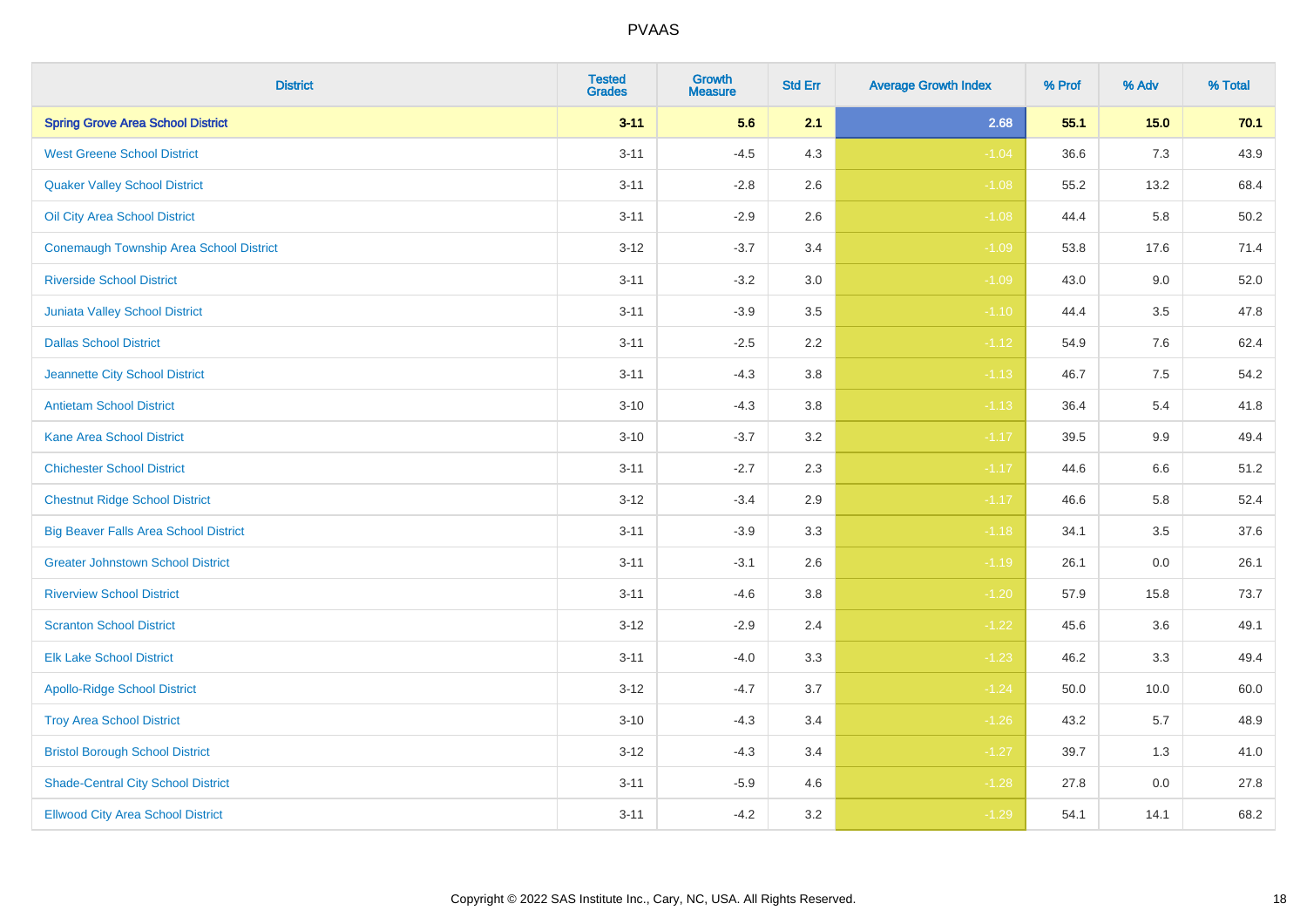PVAAS

| District | Tested Grades | Growth Measure | Std Err | Average Growth Index | % Prof | % Adv | % Total |
|---|---|---|---|---|---|---|---|
| **Spring Grove Area School District** | **3-11** | **5.6** | **2.1** | **2.68** | **55.1** | **15.0** | **70.1** |
| West Greene School District | 3-11 | -4.5 | 4.3 | -1.04 | 36.6 | 7.3 | 43.9 |
| Quaker Valley School District | 3-11 | -2.8 | 2.6 | -1.08 | 55.2 | 13.2 | 68.4 |
| Oil City Area School District | 3-11 | -2.9 | 2.6 | -1.08 | 44.4 | 5.8 | 50.2 |
| Conemaugh Township Area School District | 3-12 | -3.7 | 3.4 | -1.09 | 53.8 | 17.6 | 71.4 |
| Riverside School District | 3-11 | -3.2 | 3.0 | -1.09 | 43.0 | 9.0 | 52.0 |
| Juniata Valley School District | 3-11 | -3.9 | 3.5 | -1.10 | 44.4 | 3.5 | 47.8 |
| Dallas School District | 3-11 | -2.5 | 2.2 | -1.12 | 54.9 | 7.6 | 62.4 |
| Jeannette City School District | 3-11 | -4.3 | 3.8 | -1.13 | 46.7 | 7.5 | 54.2 |
| Antietam School District | 3-10 | -4.3 | 3.8 | -1.13 | 36.4 | 5.4 | 41.8 |
| Kane Area School District | 3-10 | -3.7 | 3.2 | -1.17 | 39.5 | 9.9 | 49.4 |
| Chichester School District | 3-11 | -2.7 | 2.3 | -1.17 | 44.6 | 6.6 | 51.2 |
| Chestnut Ridge School District | 3-12 | -3.4 | 2.9 | -1.17 | 46.6 | 5.8 | 52.4 |
| Big Beaver Falls Area School District | 3-11 | -3.9 | 3.3 | -1.18 | 34.1 | 3.5 | 37.6 |
| Greater Johnstown School District | 3-11 | -3.1 | 2.6 | -1.19 | 26.1 | 0.0 | 26.1 |
| Riverview School District | 3-11 | -4.6 | 3.8 | -1.20 | 57.9 | 15.8 | 73.7 |
| Scranton School District | 3-12 | -2.9 | 2.4 | -1.22 | 45.6 | 3.6 | 49.1 |
| Elk Lake School District | 3-11 | -4.0 | 3.3 | -1.23 | 46.2 | 3.3 | 49.4 |
| Apollo-Ridge School District | 3-12 | -4.7 | 3.7 | -1.24 | 50.0 | 10.0 | 60.0 |
| Troy Area School District | 3-10 | -4.3 | 3.4 | -1.26 | 43.2 | 5.7 | 48.9 |
| Bristol Borough School District | 3-12 | -4.3 | 3.4 | -1.27 | 39.7 | 1.3 | 41.0 |
| Shade-Central City School District | 3-11 | -5.9 | 4.6 | -1.28 | 27.8 | 0.0 | 27.8 |
| Ellwood City Area School District | 3-11 | -4.2 | 3.2 | -1.29 | 54.1 | 14.1 | 68.2 |

Copyright © 2022 SAS Institute Inc., Cary, NC, USA. All Rights Reserved.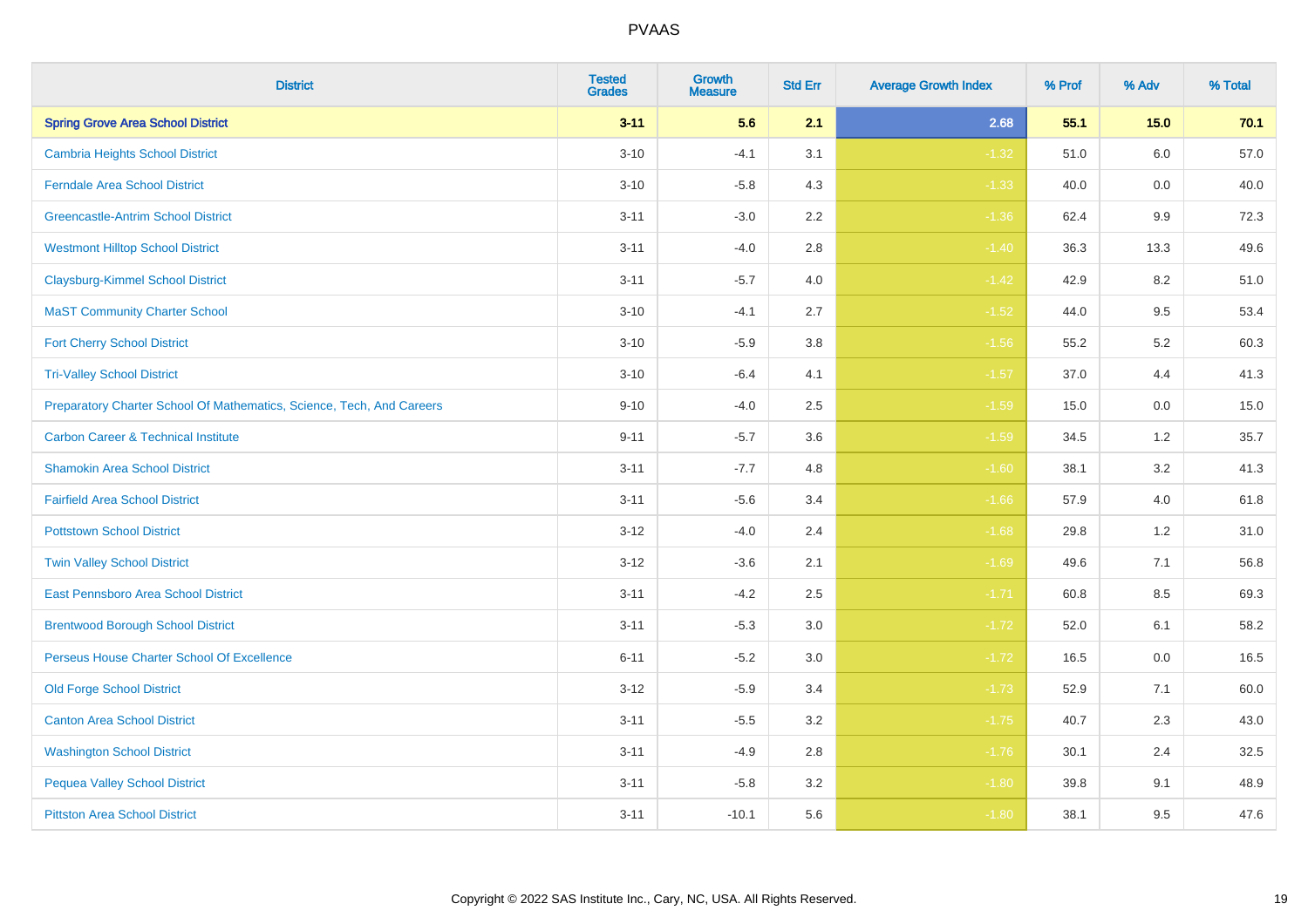# PVAAS

| District | Tested Grades | Growth Measure | Std Err | Average Growth Index | % Prof | % Adv | % Total |
|---|---|---|---|---|---|---|---|
| **Spring Grove Area School District** | **3-11** | **5.6** | **2.1** | **2.68** | **55.1** | **15.0** | **70.1** |
| Cambria Heights School District | 3-10 | -4.1 | 3.1 | -1.32 | 51.0 | 6.0 | 57.0 |
| Ferndale Area School District | 3-10 | -5.8 | 4.3 | -1.33 | 40.0 | 0.0 | 40.0 |
| Greencastle-Antrim School District | 3-11 | -3.0 | 2.2 | -1.36 | 62.4 | 9.9 | 72.3 |
| Westmont Hilltop School District | 3-11 | -4.0 | 2.8 | -1.40 | 36.3 | 13.3 | 49.6 |
| Claysburg-Kimmel School District | 3-11 | -5.7 | 4.0 | -1.42 | 42.9 | 8.2 | 51.0 |
| MaST Community Charter School | 3-10 | -4.1 | 2.7 | -1.52 | 44.0 | 9.5 | 53.4 |
| Fort Cherry School District | 3-10 | -5.9 | 3.8 | -1.56 | 55.2 | 5.2 | 60.3 |
| Tri-Valley School District | 3-10 | -6.4 | 4.1 | -1.57 | 37.0 | 4.4 | 41.3 |
| Preparatory Charter School Of Mathematics, Science, Tech, And Careers | 9-10 | -4.0 | 2.5 | -1.59 | 15.0 | 0.0 | 15.0 |
| Carbon Career & Technical Institute | 9-11 | -5.7 | 3.6 | -1.59 | 34.5 | 1.2 | 35.7 |
| Shamokin Area School District | 3-11 | -7.7 | 4.8 | -1.60 | 38.1 | 3.2 | 41.3 |
| Fairfield Area School District | 3-11 | -5.6 | 3.4 | -1.66 | 57.9 | 4.0 | 61.8 |
| Pottstown School District | 3-12 | -4.0 | 2.4 | -1.68 | 29.8 | 1.2 | 31.0 |
| Twin Valley School District | 3-12 | -3.6 | 2.1 | -1.69 | 49.6 | 7.1 | 56.8 |
| East Pennsboro Area School District | 3-11 | -4.2 | 2.5 | -1.71 | 60.8 | 8.5 | 69.3 |
| Brentwood Borough School District | 3-11 | -5.3 | 3.0 | -1.72 | 52.0 | 6.1 | 58.2 |
| Perseus House Charter School Of Excellence | 6-11 | -5.2 | 3.0 | -1.72 | 16.5 | 0.0 | 16.5 |
| Old Forge School District | 3-12 | -5.9 | 3.4 | -1.73 | 52.9 | 7.1 | 60.0 |
| Canton Area School District | 3-11 | -5.5 | 3.2 | -1.75 | 40.7 | 2.3 | 43.0 |
| Washington School District | 3-11 | -4.9 | 2.8 | -1.76 | 30.1 | 2.4 | 32.5 |
| Pequea Valley School District | 3-11 | -5.8 | 3.2 | -1.80 | 39.8 | 9.1 | 48.9 |
| Pittston Area School District | 3-11 | -10.1 | 5.6 | -1.80 | 38.1 | 9.5 | 47.6 |

Copyright © 2022 SAS Institute Inc., Cary, NC, USA. All Rights Reserved.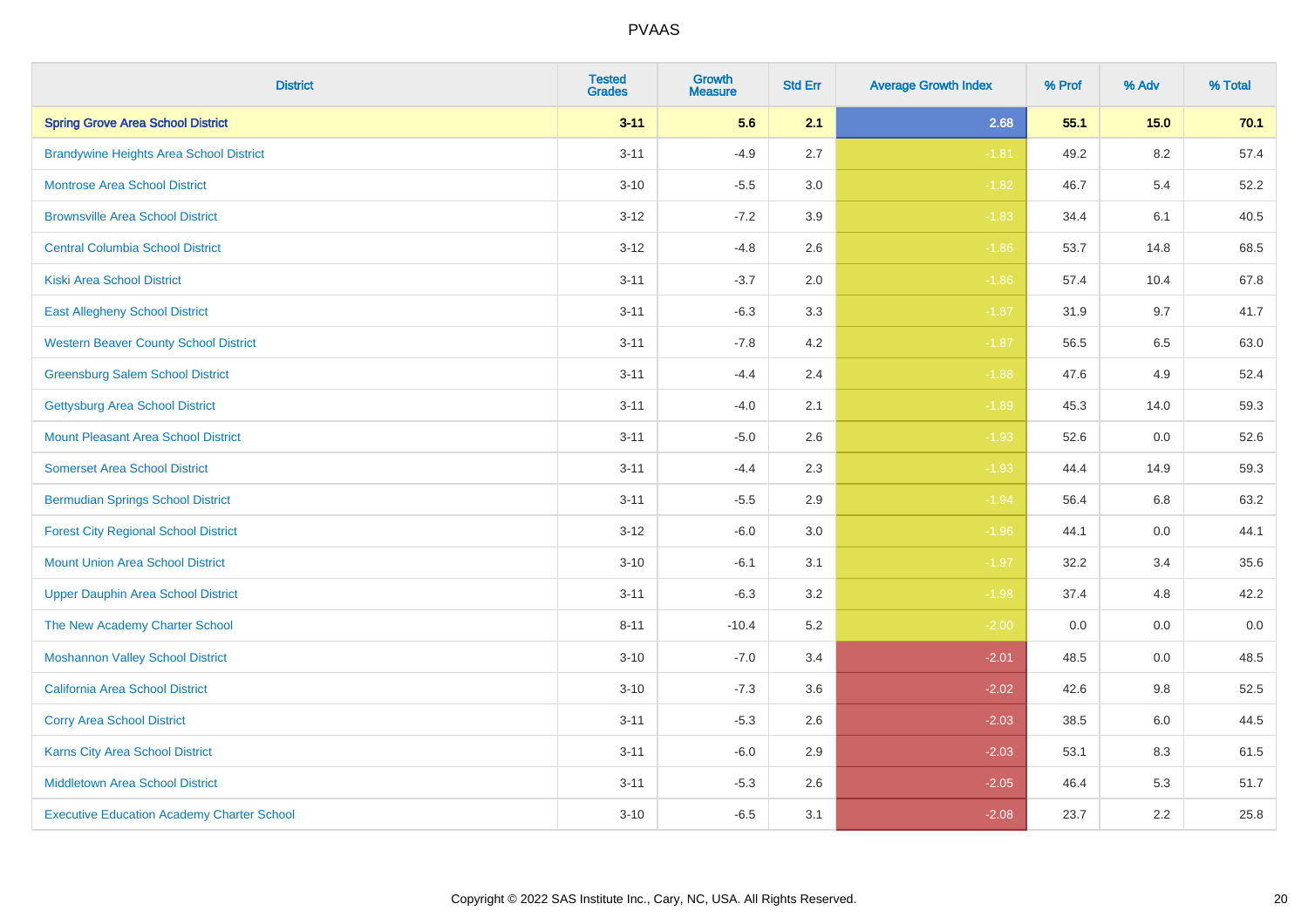# PVAAS

| District | Tested Grades | Growth Measure | Std Err | Average Growth Index | % Prof | % Adv | % Total |
|---|---|---|---|---|---|---|---|
| **Spring Grove Area School District** | **3-11** | **5.6** | **2.1** | **2.68** | **55.1** | **15.0** | **70.1** |
| Brandywine Heights Area School District | 3-11 | -4.9 | 2.7 | -1.81 | 49.2 | 8.2 | 57.4 |
| Montrose Area School District | 3-10 | -5.5 | 3.0 | -1.82 | 46.7 | 5.4 | 52.2 |
| Brownsville Area School District | 3-12 | -7.2 | 3.9 | -1.83 | 34.4 | 6.1 | 40.5 |
| Central Columbia School District | 3-12 | -4.8 | 2.6 | -1.86 | 53.7 | 14.8 | 68.5 |
| Kiski Area School District | 3-11 | -3.7 | 2.0 | -1.86 | 57.4 | 10.4 | 67.8 |
| East Allegheny School District | 3-11 | -6.3 | 3.3 | -1.87 | 31.9 | 9.7 | 41.7 |
| Western Beaver County School District | 3-11 | -7.8 | 4.2 | -1.87 | 56.5 | 6.5 | 63.0 |
| Greensburg Salem School District | 3-11 | -4.4 | 2.4 | -1.88 | 47.6 | 4.9 | 52.4 |
| Gettysburg Area School District | 3-11 | -4.0 | 2.1 | -1.89 | 45.3 | 14.0 | 59.3 |
| Mount Pleasant Area School District | 3-11 | -5.0 | 2.6 | -1.93 | 52.6 | 0.0 | 52.6 |
| Somerset Area School District | 3-11 | -4.4 | 2.3 | -1.93 | 44.4 | 14.9 | 59.3 |
| Bermudian Springs School District | 3-11 | -5.5 | 2.9 | -1.94 | 56.4 | 6.8 | 63.2 |
| Forest City Regional School District | 3-12 | -6.0 | 3.0 | -1.96 | 44.1 | 0.0 | 44.1 |
| Mount Union Area School District | 3-10 | -6.1 | 3.1 | -1.97 | 32.2 | 3.4 | 35.6 |
| Upper Dauphin Area School District | 3-11 | -6.3 | 3.2 | -1.98 | 37.4 | 4.8 | 42.2 |
| The New Academy Charter School | 8-11 | -10.4 | 5.2 | -2.00 | 0.0 | 0.0 | 0.0 |
| Moshannon Valley School District | 3-10 | -7.0 | 3.4 | -2.01 | 48.5 | 0.0 | 48.5 |
| California Area School District | 3-10 | -7.3 | 3.6 | -2.02 | 42.6 | 9.8 | 52.5 |
| Corry Area School District | 3-11 | -5.3 | 2.6 | -2.03 | 38.5 | 6.0 | 44.5 |
| Karns City Area School District | 3-11 | -6.0 | 2.9 | -2.03 | 53.1 | 8.3 | 61.5 |
| Middletown Area School District | 3-11 | -5.3 | 2.6 | -2.05 | 46.4 | 5.3 | 51.7 |
| Executive Education Academy Charter School | 3-10 | -6.5 | 3.1 | -2.08 | 23.7 | 2.2 | 25.8 |

Copyright © 2022 SAS Institute Inc., Cary, NC, USA. All Rights Reserved.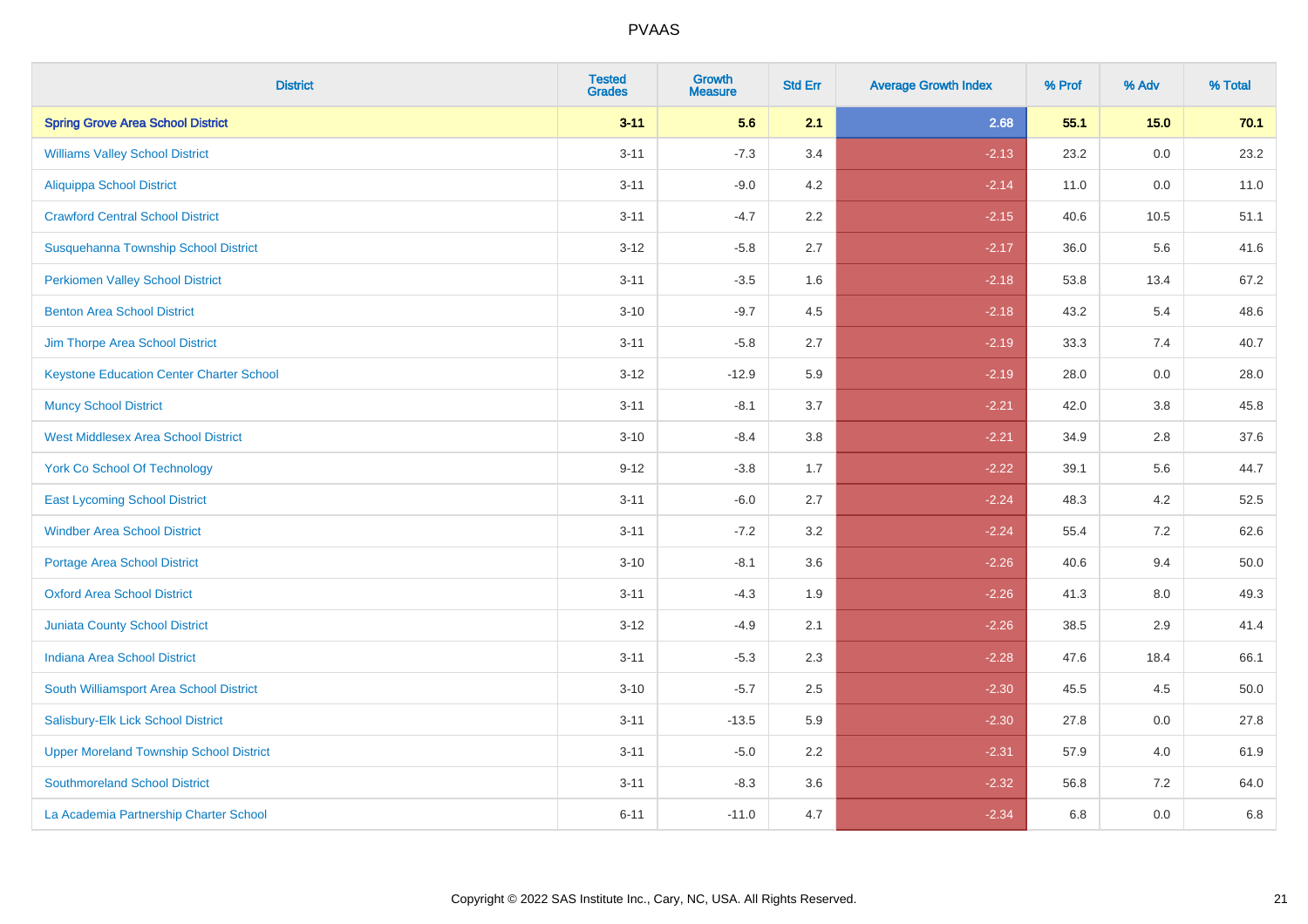# PVAAS

| District | Tested Grades | Growth Measure | Std Err | Average Growth Index | % Prof | % Adv | % Total |
|---|---|---|---|---|---|---|---|
| **Spring Grove Area School District** | **3-11** | **5.6** | **2.1** | **2.68** | **55.1** | **15.0** | **70.1** |
| Williams Valley School District | 3-11 | -7.3 | 3.4 | -2.13 | 23.2 | 0.0 | 23.2 |
| Aliquippa School District | 3-11 | -9.0 | 4.2 | -2.14 | 11.0 | 0.0 | 11.0 |
| Crawford Central School District | 3-11 | -4.7 | 2.2 | -2.15 | 40.6 | 10.5 | 51.1 |
| Susquehanna Township School District | 3-12 | -5.8 | 2.7 | -2.17 | 36.0 | 5.6 | 41.6 |
| Perkiomen Valley School District | 3-11 | -3.5 | 1.6 | -2.18 | 53.8 | 13.4 | 67.2 |
| Benton Area School District | 3-10 | -9.7 | 4.5 | -2.18 | 43.2 | 5.4 | 48.6 |
| Jim Thorpe Area School District | 3-11 | -5.8 | 2.7 | -2.19 | 33.3 | 7.4 | 40.7 |
| Keystone Education Center Charter School | 3-12 | -12.9 | 5.9 | -2.19 | 28.0 | 0.0 | 28.0 |
| Muncy School District | 3-11 | -8.1 | 3.7 | -2.21 | 42.0 | 3.8 | 45.8 |
| West Middlesex Area School District | 3-10 | -8.4 | 3.8 | -2.21 | 34.9 | 2.8 | 37.6 |
| York Co School Of Technology | 9-12 | -3.8 | 1.7 | -2.22 | 39.1 | 5.6 | 44.7 |
| East Lycoming School District | 3-11 | -6.0 | 2.7 | -2.24 | 48.3 | 4.2 | 52.5 |
| Windber Area School District | 3-11 | -7.2 | 3.2 | -2.24 | 55.4 | 7.2 | 62.6 |
| Portage Area School District | 3-10 | -8.1 | 3.6 | -2.26 | 40.6 | 9.4 | 50.0 |
| Oxford Area School District | 3-11 | -4.3 | 1.9 | -2.26 | 41.3 | 8.0 | 49.3 |
| Juniata County School District | 3-12 | -4.9 | 2.1 | -2.26 | 38.5 | 2.9 | 41.4 |
| Indiana Area School District | 3-11 | -5.3 | 2.3 | -2.28 | 47.6 | 18.4 | 66.1 |
| South Williamsport Area School District | 3-10 | -5.7 | 2.5 | -2.30 | 45.5 | 4.5 | 50.0 |
| Salisbury-Elk Lick School District | 3-11 | -13.5 | 5.9 | -2.30 | 27.8 | 0.0 | 27.8 |
| Upper Moreland Township School District | 3-11 | -5.0 | 2.2 | -2.31 | 57.9 | 4.0 | 61.9 |
| Southmoreland School District | 3-11 | -8.3 | 3.6 | -2.32 | 56.8 | 7.2 | 64.0 |
| La Academia Partnership Charter School | 6-11 | -11.0 | 4.7 | -2.34 | 6.8 | 0.0 | 6.8 |

Copyright © 2022 SAS Institute Inc., Cary, NC, USA. All Rights Reserved.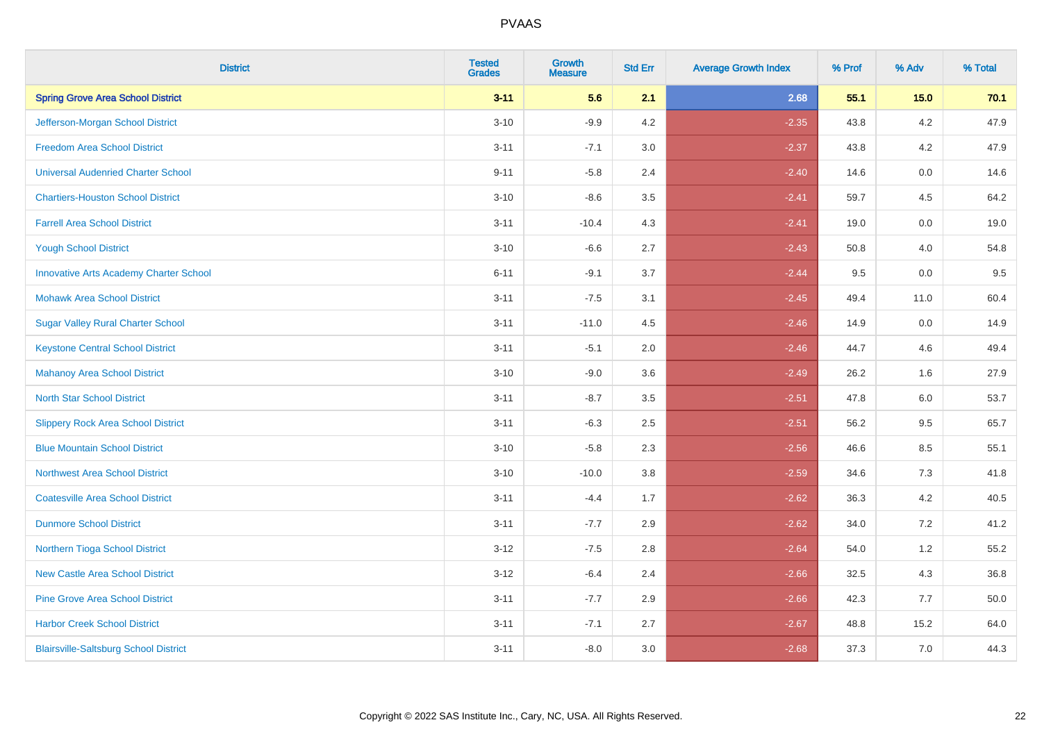# PVAAS

| District | Tested Grades | Growth Measure | Std Err | Average Growth Index | % Prof | % Adv | % Total |
|---|---|---|---|---|---|---|---|
| **Spring Grove Area School District** | **3-11** | **5.6** | **2.1** | **2.68** | **55.1** | **15.0** | **70.1** |
| Jefferson-Morgan School District | 3-10 | -9.9 | 4.2 | -2.35 | 43.8 | 4.2 | 47.9 |
| Freedom Area School District | 3-11 | -7.1 | 3.0 | -2.37 | 43.8 | 4.2 | 47.9 |
| Universal Audenried Charter School | 9-11 | -5.8 | 2.4 | -2.40 | 14.6 | 0.0 | 14.6 |
| Chartiers-Houston School District | 3-10 | -8.6 | 3.5 | -2.41 | 59.7 | 4.5 | 64.2 |
| Farrell Area School District | 3-11 | -10.4 | 4.3 | -2.41 | 19.0 | 0.0 | 19.0 |
| Yough School District | 3-10 | -6.6 | 2.7 | -2.43 | 50.8 | 4.0 | 54.8 |
| Innovative Arts Academy Charter School | 6-11 | -9.1 | 3.7 | -2.44 | 9.5 | 0.0 | 9.5 |
| Mohawk Area School District | 3-11 | -7.5 | 3.1 | -2.45 | 49.4 | 11.0 | 60.4 |
| Sugar Valley Rural Charter School | 3-11 | -11.0 | 4.5 | -2.46 | 14.9 | 0.0 | 14.9 |
| Keystone Central School District | 3-11 | -5.1 | 2.0 | -2.46 | 44.7 | 4.6 | 49.4 |
| Mahanoy Area School District | 3-10 | -9.0 | 3.6 | -2.49 | 26.2 | 1.6 | 27.9 |
| North Star School District | 3-11 | -8.7 | 3.5 | -2.51 | 47.8 | 6.0 | 53.7 |
| Slippery Rock Area School District | 3-11 | -6.3 | 2.5 | -2.51 | 56.2 | 9.5 | 65.7 |
| Blue Mountain School District | 3-10 | -5.8 | 2.3 | -2.56 | 46.6 | 8.5 | 55.1 |
| Northwest Area School District | 3-10 | -10.0 | 3.8 | -2.59 | 34.6 | 7.3 | 41.8 |
| Coatesville Area School District | 3-11 | -4.4 | 1.7 | -2.62 | 36.3 | 4.2 | 40.5 |
| Dunmore School District | 3-11 | -7.7 | 2.9 | -2.62 | 34.0 | 7.2 | 41.2 |
| Northern Tioga School District | 3-12 | -7.5 | 2.8 | -2.64 | 54.0 | 1.2 | 55.2 |
| New Castle Area School District | 3-12 | -6.4 | 2.4 | -2.66 | 32.5 | 4.3 | 36.8 |
| Pine Grove Area School District | 3-11 | -7.7 | 2.9 | -2.66 | 42.3 | 7.7 | 50.0 |
| Harbor Creek School District | 3-11 | -7.1 | 2.7 | -2.67 | 48.8 | 15.2 | 64.0 |
| Blairsville-Saltsburg School District | 3-11 | -8.0 | 3.0 | -2.68 | 37.3 | 7.0 | 44.3 |

Copyright © 2022 SAS Institute Inc., Cary, NC, USA. All Rights Reserved.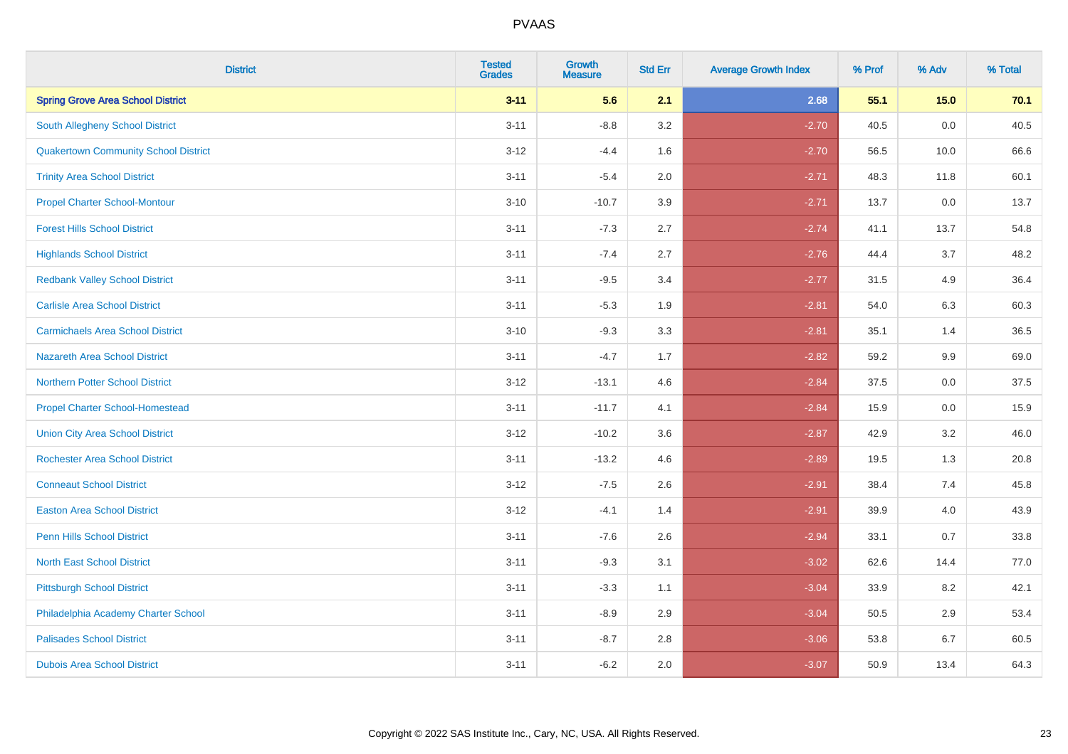| District | Tested Grades | Growth Measure | Std Err | Average Growth Index | % Prof | % Adv | % Total |
|---|---|---|---|---|---|---|---|
| **Spring Grove Area School District** | **3-11** | **5.6** | **2.1** | **2.68** | **55.1** | **15.0** | **70.1** |
| South Allegheny School District | 3-11 | -8.8 | 3.2 | -2.70 | 40.5 | 0.0 | 40.5 |
| Quakertown Community School District | 3-12 | -4.4 | 1.6 | -2.70 | 56.5 | 10.0 | 66.6 |
| Trinity Area School District | 3-11 | -5.4 | 2.0 | -2.71 | 48.3 | 11.8 | 60.1 |
| Propel Charter School-Montour | 3-10 | -10.7 | 3.9 | -2.71 | 13.7 | 0.0 | 13.7 |
| Forest Hills School District | 3-11 | -7.3 | 2.7 | -2.74 | 41.1 | 13.7 | 54.8 |
| Highlands School District | 3-11 | -7.4 | 2.7 | -2.76 | 44.4 | 3.7 | 48.2 |
| Redbank Valley School District | 3-11 | -9.5 | 3.4 | -2.77 | 31.5 | 4.9 | 36.4 |
| Carlisle Area School District | 3-11 | -5.3 | 1.9 | -2.81 | 54.0 | 6.3 | 60.3 |
| Carmichaels Area School District | 3-10 | -9.3 | 3.3 | -2.81 | 35.1 | 1.4 | 36.5 |
| Nazareth Area School District | 3-11 | -4.7 | 1.7 | -2.82 | 59.2 | 9.9 | 69.0 |
| Northern Potter School District | 3-12 | -13.1 | 4.6 | -2.84 | 37.5 | 0.0 | 37.5 |
| Propel Charter School-Homestead | 3-11 | -11.7 | 4.1 | -2.84 | 15.9 | 0.0 | 15.9 |
| Union City Area School District | 3-12 | -10.2 | 3.6 | -2.87 | 42.9 | 3.2 | 46.0 |
| Rochester Area School District | 3-11 | -13.2 | 4.6 | -2.89 | 19.5 | 1.3 | 20.8 |
| Conneaut School District | 3-12 | -7.5 | 2.6 | -2.91 | 38.4 | 7.4 | 45.8 |
| Easton Area School District | 3-12 | -4.1 | 1.4 | -2.91 | 39.9 | 4.0 | 43.9 |
| Penn Hills School District | 3-11 | -7.6 | 2.6 | -2.94 | 33.1 | 0.7 | 33.8 |
| North East School District | 3-11 | -9.3 | 3.1 | -3.02 | 62.6 | 14.4 | 77.0 |
| Pittsburgh School District | 3-11 | -3.3 | 1.1 | -3.04 | 33.9 | 8.2 | 42.1 |
| Philadelphia Academy Charter School | 3-11 | -8.9 | 2.9 | -3.04 | 50.5 | 2.9 | 53.4 |
| Palisades School District | 3-11 | -8.7 | 2.8 | -3.06 | 53.8 | 6.7 | 60.5 |
| Dubois Area School District | 3-11 | -6.2 | 2.0 | -3.07 | 50.9 | 13.4 | 64.3 |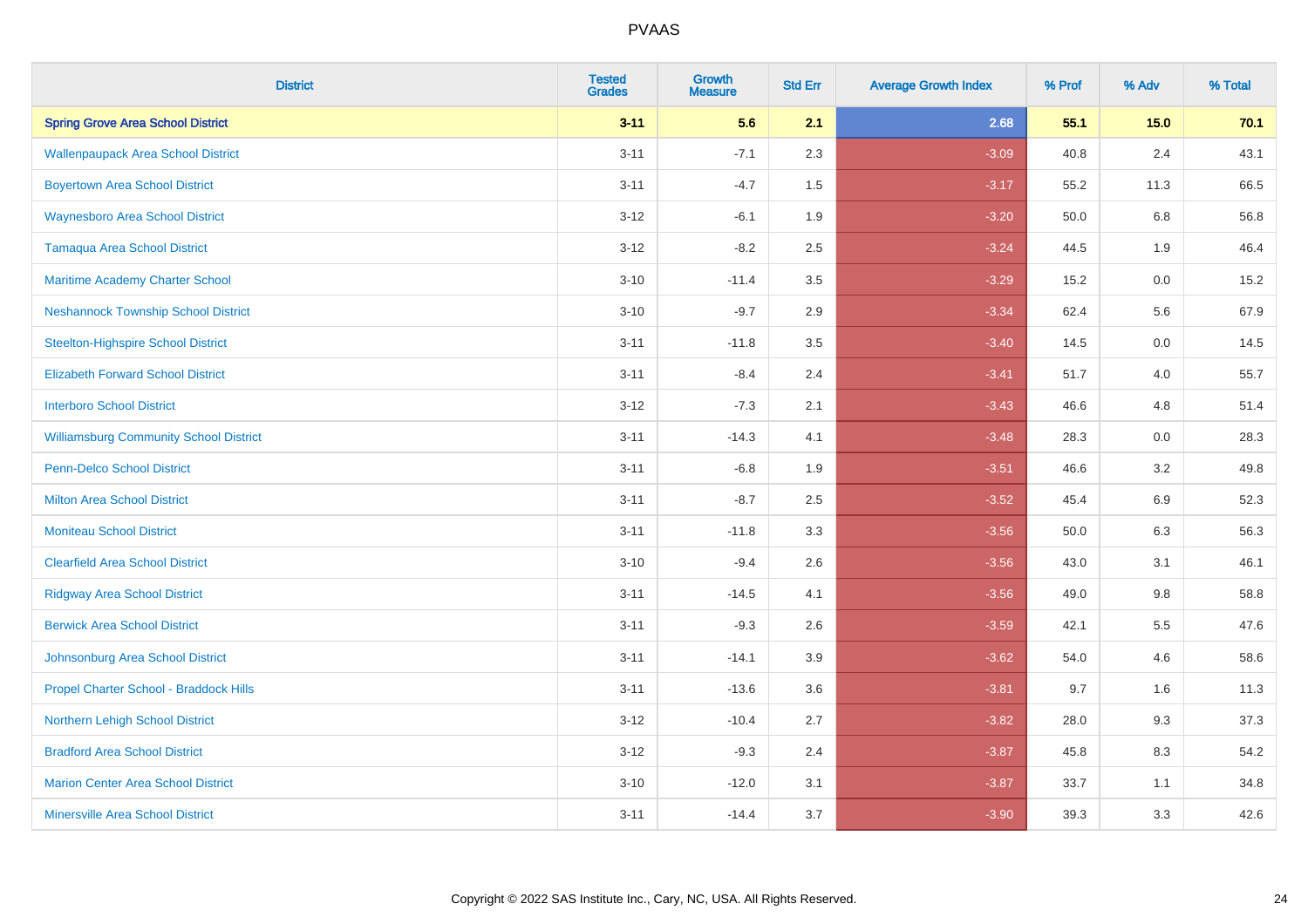# PVAAS

| District | Tested Grades | Growth Measure | Std Err | Average Growth Index | % Prof | % Adv | % Total |
|---|---|---|---|---|---|---|---|
| **Spring Grove Area School District** | **3-11** | **5.6** | **2.1** | **2.68** | **55.1** | **15.0** | **70.1** |
| Wallenpaupack Area School District | 3-11 | -7.1 | 2.3 | -3.09 | 40.8 | 2.4 | 43.1 |
| Boyertown Area School District | 3-11 | -4.7 | 1.5 | -3.17 | 55.2 | 11.3 | 66.5 |
| Waynesboro Area School District | 3-12 | -6.1 | 1.9 | -3.20 | 50.0 | 6.8 | 56.8 |
| Tamaqua Area School District | 3-12 | -8.2 | 2.5 | -3.24 | 44.5 | 1.9 | 46.4 |
| Maritime Academy Charter School | 3-10 | -11.4 | 3.5 | -3.29 | 15.2 | 0.0 | 15.2 |
| Neshannock Township School District | 3-10 | -9.7 | 2.9 | -3.34 | 62.4 | 5.6 | 67.9 |
| Steelton-Highspire School District | 3-11 | -11.8 | 3.5 | -3.40 | 14.5 | 0.0 | 14.5 |
| Elizabeth Forward School District | 3-11 | -8.4 | 2.4 | -3.41 | 51.7 | 4.0 | 55.7 |
| Interboro School District | 3-12 | -7.3 | 2.1 | -3.43 | 46.6 | 4.8 | 51.4 |
| Williamsburg Community School District | 3-11 | -14.3 | 4.1 | -3.48 | 28.3 | 0.0 | 28.3 |
| Penn-Delco School District | 3-11 | -6.8 | 1.9 | -3.51 | 46.6 | 3.2 | 49.8 |
| Milton Area School District | 3-11 | -8.7 | 2.5 | -3.52 | 45.4 | 6.9 | 52.3 |
| Moniteau School District | 3-11 | -11.8 | 3.3 | -3.56 | 50.0 | 6.3 | 56.3 |
| Clearfield Area School District | 3-10 | -9.4 | 2.6 | -3.56 | 43.0 | 3.1 | 46.1 |
| Ridgway Area School District | 3-11 | -14.5 | 4.1 | -3.56 | 49.0 | 9.8 | 58.8 |
| Berwick Area School District | 3-11 | -9.3 | 2.6 | -3.59 | 42.1 | 5.5 | 47.6 |
| Johnsonburg Area School District | 3-11 | -14.1 | 3.9 | -3.62 | 54.0 | 4.6 | 58.6 |
| Propel Charter School - Braddock Hills | 3-11 | -13.6 | 3.6 | -3.81 | 9.7 | 1.6 | 11.3 |
| Northern Lehigh School District | 3-12 | -10.4 | 2.7 | -3.82 | 28.0 | 9.3 | 37.3 |
| Bradford Area School District | 3-12 | -9.3 | 2.4 | -3.87 | 45.8 | 8.3 | 54.2 |
| Marion Center Area School District | 3-10 | -12.0 | 3.1 | -3.87 | 33.7 | 1.1 | 34.8 |
| Minersville Area School District | 3-11 | -14.4 | 3.7 | -3.90 | 39.3 | 3.3 | 42.6 |

Copyright © 2022 SAS Institute Inc., Cary, NC, USA. All Rights Reserved.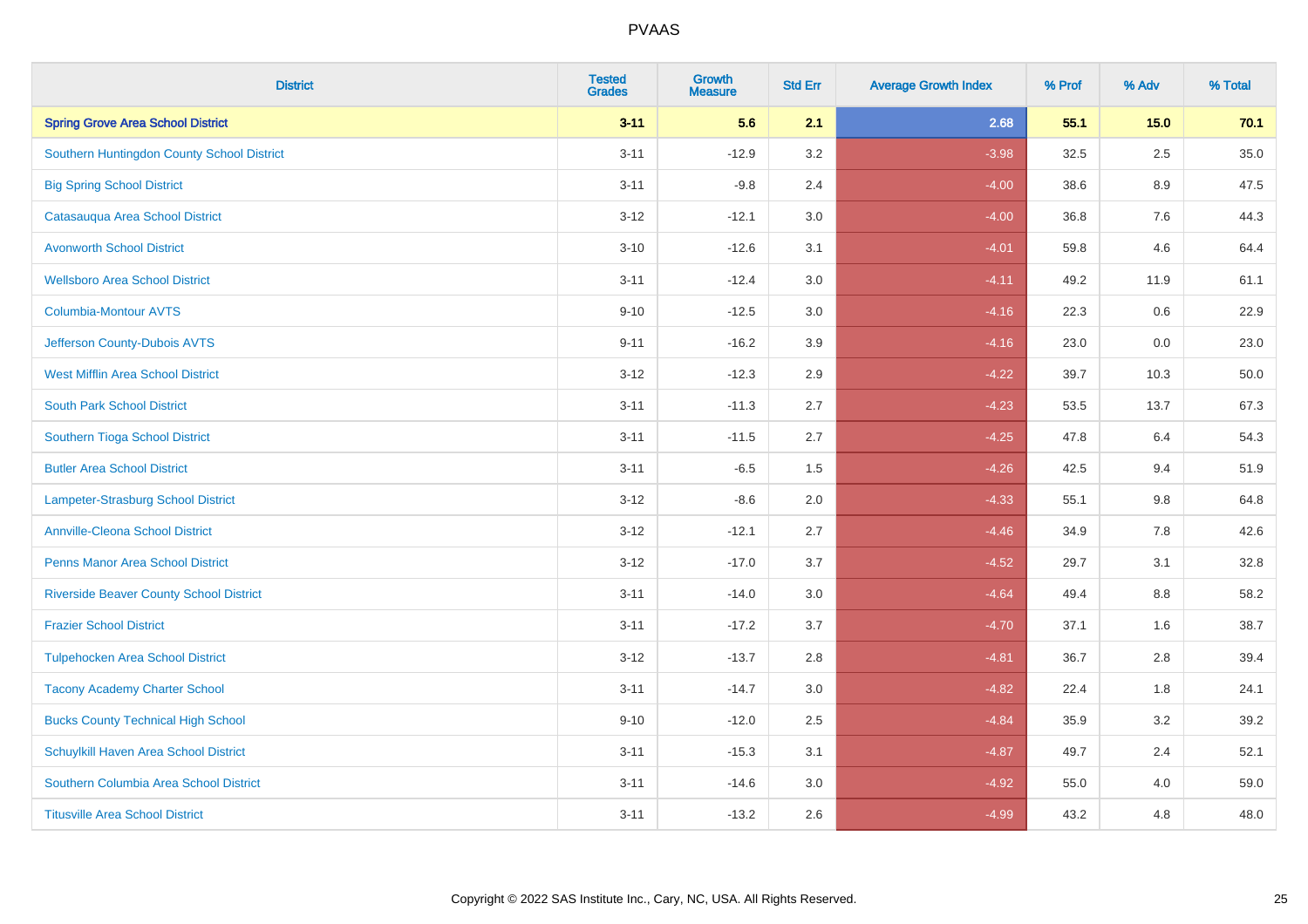| District | Tested Grades | Growth Measure | Std Err | Average Growth Index | % Prof | % Adv | % Total |
|---|---|---|---|---|---|---|---|
| **Spring Grove Area School District** | **3-11** | **5.6** | **2.1** | **2.68** | **55.1** | **15.0** | **70.1** |
| Southern Huntingdon County School District | 3-11 | -12.9 | 3.2 | -3.98 | 32.5 | 2.5 | 35.0 |
| Big Spring School District | 3-11 | -9.8 | 2.4 | -4.00 | 38.6 | 8.9 | 47.5 |
| Catasauqua Area School District | 3-12 | -12.1 | 3.0 | -4.00 | 36.8 | 7.6 | 44.3 |
| Avonworth School District | 3-10 | -12.6 | 3.1 | -4.01 | 59.8 | 4.6 | 64.4 |
| Wellsboro Area School District | 3-11 | -12.4 | 3.0 | -4.11 | 49.2 | 11.9 | 61.1 |
| Columbia-Montour AVTS | 9-10 | -12.5 | 3.0 | -4.16 | 22.3 | 0.6 | 22.9 |
| Jefferson County-Dubois AVTS | 9-11 | -16.2 | 3.9 | -4.16 | 23.0 | 0.0 | 23.0 |
| West Mifflin Area School District | 3-12 | -12.3 | 2.9 | -4.22 | 39.7 | 10.3 | 50.0 |
| South Park School District | 3-11 | -11.3 | 2.7 | -4.23 | 53.5 | 13.7 | 67.3 |
| Southern Tioga School District | 3-11 | -11.5 | 2.7 | -4.25 | 47.8 | 6.4 | 54.3 |
| Butler Area School District | 3-11 | -6.5 | 1.5 | -4.26 | 42.5 | 9.4 | 51.9 |
| Lampeter-Strasburg School District | 3-12 | -8.6 | 2.0 | -4.33 | 55.1 | 9.8 | 64.8 |
| Annville-Cleona School District | 3-12 | -12.1 | 2.7 | -4.46 | 34.9 | 7.8 | 42.6 |
| Penns Manor Area School District | 3-12 | -17.0 | 3.7 | -4.52 | 29.7 | 3.1 | 32.8 |
| Riverside Beaver County School District | 3-11 | -14.0 | 3.0 | -4.64 | 49.4 | 8.8 | 58.2 |
| Frazier School District | 3-11 | -17.2 | 3.7 | -4.70 | 37.1 | 1.6 | 38.7 |
| Tulpehocken Area School District | 3-12 | -13.7 | 2.8 | -4.81 | 36.7 | 2.8 | 39.4 |
| Tacony Academy Charter School | 3-11 | -14.7 | 3.0 | -4.82 | 22.4 | 1.8 | 24.1 |
| Bucks County Technical High School | 9-10 | -12.0 | 2.5 | -4.84 | 35.9 | 3.2 | 39.2 |
| Schuylkill Haven Area School District | 3-11 | -15.3 | 3.1 | -4.87 | 49.7 | 2.4 | 52.1 |
| Southern Columbia Area School District | 3-11 | -14.6 | 3.0 | -4.92 | 55.0 | 4.0 | 59.0 |
| Titusville Area School District | 3-11 | -13.2 | 2.6 | -4.99 | 43.2 | 4.8 | 48.0 |

Copyright © 2022 SAS Institute Inc., Cary, NC, USA. All Rights Reserved.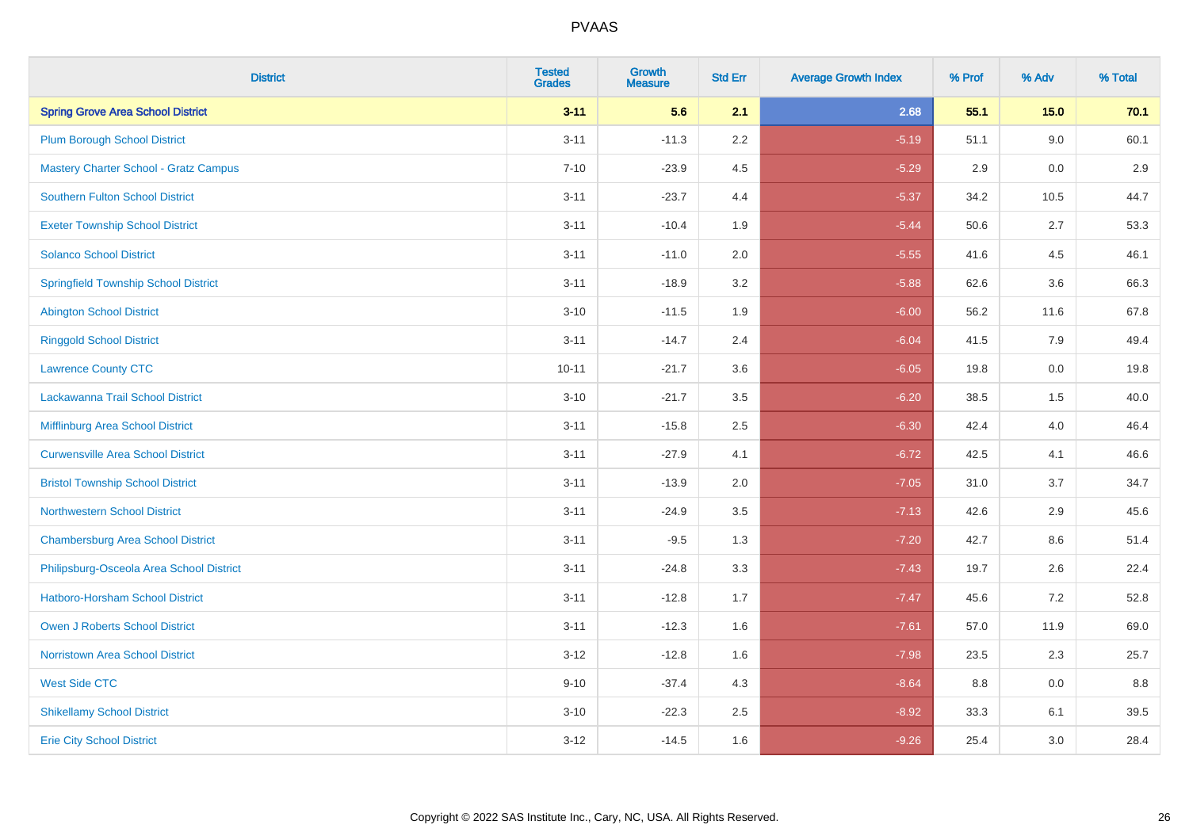| District | Tested Grades | Growth Measure | Std Err | Average Growth Index | % Prof | % Adv | % Total |
|---|---|---|---|---|---|---|---|
| **Spring Grove Area School District** | **3-11** | **5.6** | **2.1** | **2.68** | **55.1** | **15.0** | **70.1** |
| Plum Borough School District | 3-11 | -11.3 | 2.2 | -5.19 | 51.1 | 9.0 | 60.1 |
| Mastery Charter School - Gratz Campus | 7-10 | -23.9 | 4.5 | -5.29 | 2.9 | 0.0 | 2.9 |
| Southern Fulton School District | 3-11 | -23.7 | 4.4 | -5.37 | 34.2 | 10.5 | 44.7 |
| Exeter Township School District | 3-11 | -10.4 | 1.9 | -5.44 | 50.6 | 2.7 | 53.3 |
| Solanco School District | 3-11 | -11.0 | 2.0 | -5.55 | 41.6 | 4.5 | 46.1 |
| Springfield Township School District | 3-11 | -18.9 | 3.2 | -5.88 | 62.6 | 3.6 | 66.3 |
| Abington School District | 3-10 | -11.5 | 1.9 | -6.00 | 56.2 | 11.6 | 67.8 |
| Ringgold School District | 3-11 | -14.7 | 2.4 | -6.04 | 41.5 | 7.9 | 49.4 |
| Lawrence County CTC | 10-11 | -21.7 | 3.6 | -6.05 | 19.8 | 0.0 | 19.8 |
| Lackawanna Trail School District | 3-10 | -21.7 | 3.5 | -6.20 | 38.5 | 1.5 | 40.0 |
| Mifflinburg Area School District | 3-11 | -15.8 | 2.5 | -6.30 | 42.4 | 4.0 | 46.4 |
| Curwensville Area School District | 3-11 | -27.9 | 4.1 | -6.72 | 42.5 | 4.1 | 46.6 |
| Bristol Township School District | 3-11 | -13.9 | 2.0 | -7.05 | 31.0 | 3.7 | 34.7 |
| Northwestern School District | 3-11 | -24.9 | 3.5 | -7.13 | 42.6 | 2.9 | 45.6 |
| Chambersburg Area School District | 3-11 | -9.5 | 1.3 | -7.20 | 42.7 | 8.6 | 51.4 |
| Philipsburg-Osceola Area School District | 3-11 | -24.8 | 3.3 | -7.43 | 19.7 | 2.6 | 22.4 |
| Hatboro-Horsham School District | 3-11 | -12.8 | 1.7 | -7.47 | 45.6 | 7.2 | 52.8 |
| Owen J Roberts School District | 3-11 | -12.3 | 1.6 | -7.61 | 57.0 | 11.9 | 69.0 |
| Norristown Area School District | 3-12 | -12.8 | 1.6 | -7.98 | 23.5 | 2.3 | 25.7 |
| West Side CTC | 9-10 | -37.4 | 4.3 | -8.64 | 8.8 | 0.0 | 8.8 |
| Shikellamy School District | 3-10 | -22.3 | 2.5 | -8.92 | 33.3 | 6.1 | 39.5 |
| Erie City School District | 3-12 | -14.5 | 1.6 | -9.26 | 25.4 | 3.0 | 28.4 |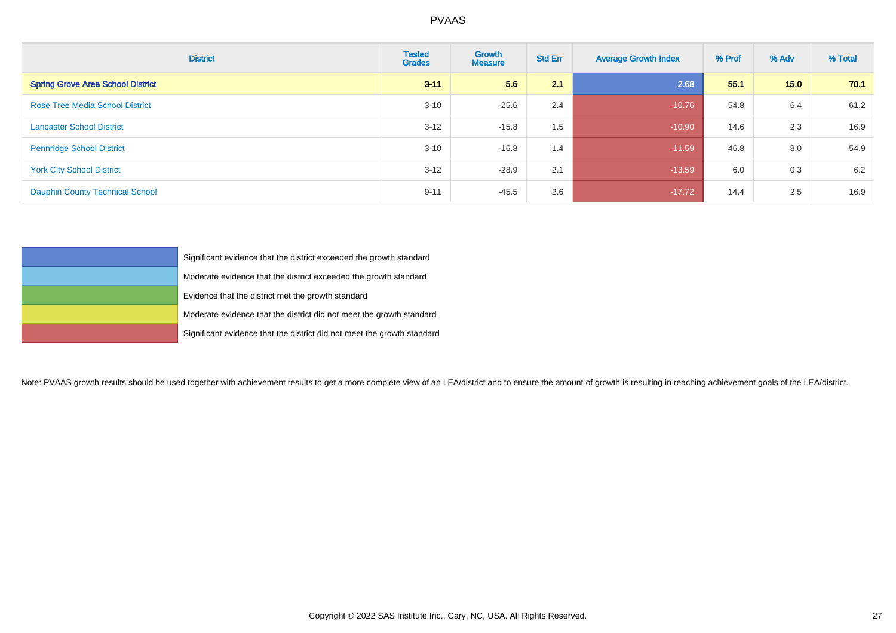# PVAAS

| District | Tested Grades | Growth Measure | Std Err | Average Growth Index | % Prof | % Adv | % Total |
|---|---|---|---|---|---|---|---|
| **Spring Grove Area School District** | **3-11** | **5.6** | **2.1** | **2.68** | **55.1** | **15.0** | **70.1** |
| Rose Tree Media School District | 3-10 | -25.6 | 2.4 | -10.76 | 54.8 | 6.4 | 61.2 |
| Lancaster School District | 3-12 | -15.8 | 1.5 | -10.90 | 14.6 | 2.3 | 16.9 |
| Pennridge School District | 3-10 | -16.8 | 1.4 | -11.59 | 46.8 | 8.0 | 54.9 |
| York City School District | 3-12 | -28.9 | 2.1 | -13.59 | 6.0 | 0.3 | 6.2 |
| Dauphin County Technical School | 9-11 | -45.5 | 2.6 | -17.72 | 14.4 | 2.5 | 16.9 |

Significant evidence that the district exceeded the growth standard

Moderate evidence that the district exceeded the growth standard

Evidence that the district met the growth standard

Moderate evidence that the district did not meet the growth standard

Significant evidence that the district did not meet the growth standard

Note: PVAAS growth results should be used together with achievement results to get a more complete view of an LEA/district and to ensure the amount of growth is resulting in reaching achievement goals of the LEA/district.

Copyright © 2022 SAS Institute Inc., Cary, NC, USA. All Rights Reserved.